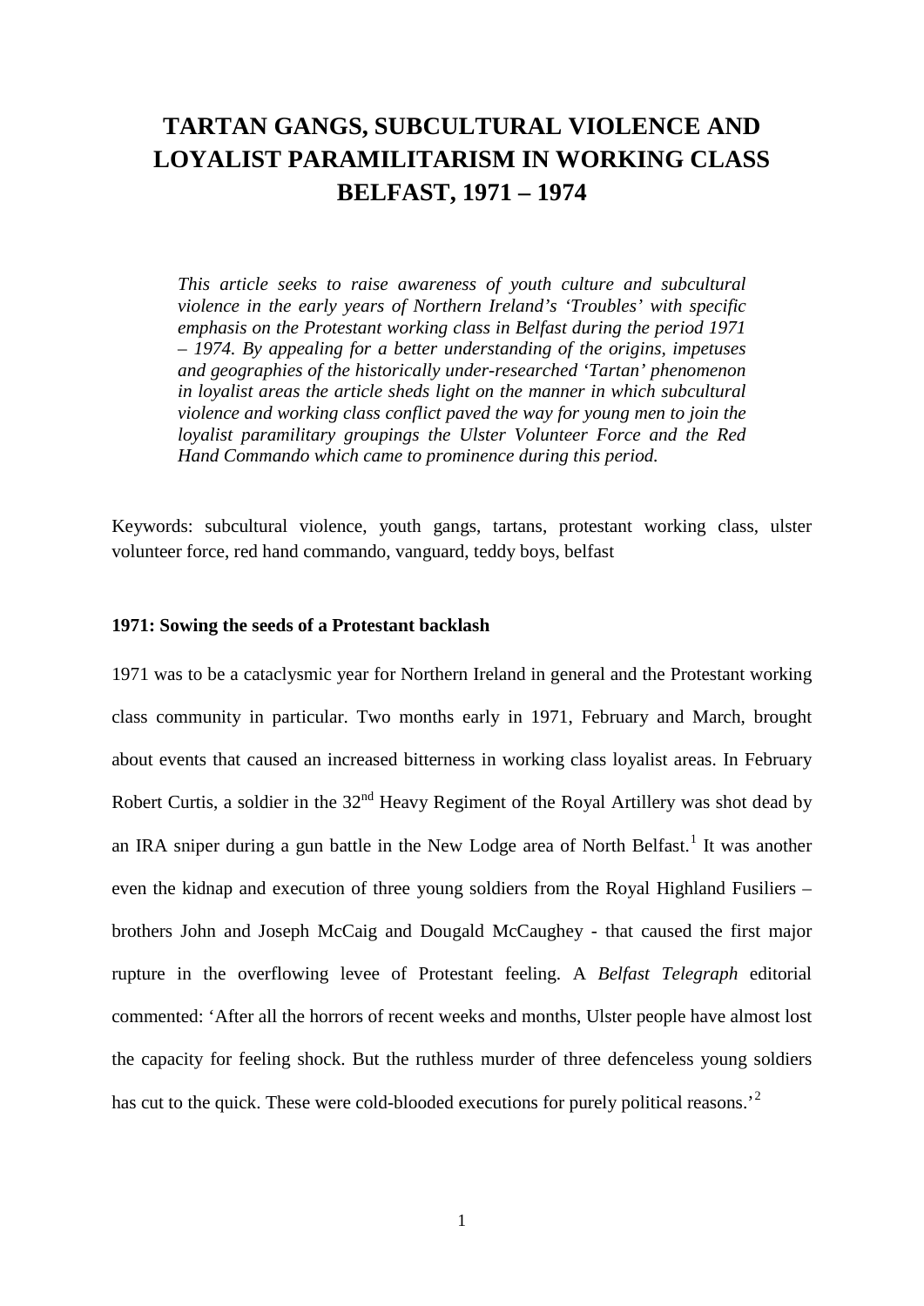# TARTAN GANGS, SUBCULTURAL VIOLENCE AND LOYALIST PARAMILITARISM IN WORKING CLASS BELFAST, 1971 – 1974

*This article seeks to raise awareness of youth culture and subcultural violence in the early years of Northern Ireland's 'Troubles' with specific emphasis on the Protestant working class in Belfast during the period 1971 – 1974. By appealing for a better understanding of the origins, impetuses and geographies of the historically under-researched 'Tartan' phenomenon in loyalist areas the article sheds light on the manner in which subcultural violence and working class conflict paved the way for young men to join the loyalist paramilitary groupings the Ulster Volunteer Force and the Red Hand Commando which came to prominence during this period.*

Keywords: subcultural violence, youth gangs, tartans, protestant working class, ulster volunteer force, red hand commando, vanguard, teddy boys, belfast

### 1971: Sowing the seeds of a Protestant backlash

1971 was to be a cataclysmic year for Northern Ireland in general and the Protestant working class community in particular. Two months early in 1971, February and March, brought about events that caused an increased bitterness in working class loyalist areas. In February Robert Curtis, a soldier in the 32nd Heavy Regiment of the Royal Artillery was shot dead by an IRA sniper during a gun battle in the New Lodge area of North Belfast.[1] It was another even the kidnap and execution of three young soldiers from the Royal Highland Fusiliers – brothers John and Joseph McCaig and Dougald McCaughey - that caused the first major rupture in the overflowing levee of Protestant feeling. A *Belfast Telegraph* editorial commented: 'After all the horrors of recent weeks and months, Ulster people have almost lost the capacity for feeling shock. But the ruthless murder of three defenceless young soldiers has cut to the quick. These were cold-blooded executions for purely political reasons.'[2]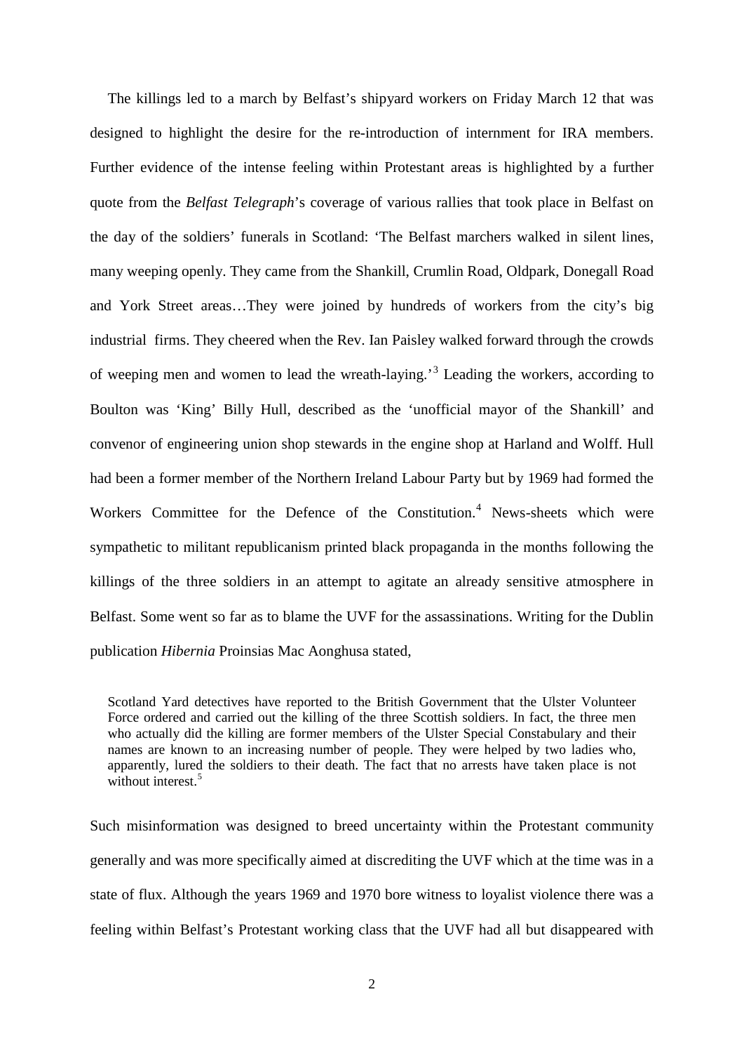The killings led to a march by Belfast's shipyard workers on Friday March 12 that was designed to highlight the desire for the re-introduction of internment for IRA members. Further evidence of the intense feeling within Protestant areas is highlighted by a further quote from the *Belfast Telegraph*'s coverage of various rallies that took place in Belfast on the day of the soldiers' funerals in Scotland: 'The Belfast marchers walked in silent lines, many weeping openly. They came from the Shankill, Crumlin Road, Oldpark, Donegall Road and York Street areas…They were joined by hundreds of workers from the city's big industrial firms. They cheered when the Rev. Ian Paisley walked forward through the crowds of weeping men and women to lead the wreath-laying.'[3] Leading the workers, according to Boulton was 'King' Billy Hull, described as the 'unofficial mayor of the Shankill' and convenor of engineering union shop stewards in the engine shop at Harland and Wolff. Hull had been a former member of the Northern Ireland Labour Party but by 1969 had formed the Workers Committee for the Defence of the Constitution.[4] News-sheets which were sympathetic to militant republicanism printed black propaganda in the months following the killings of the three soldiers in an attempt to agitate an already sensitive atmosphere in Belfast. Some went so far as to blame the UVF for the assassinations. Writing for the Dublin publication *Hibernia* Proinsias Mac Aonghusa stated,

> Scotland Yard detectives have reported to the British Government that the Ulster Volunteer Force ordered and carried out the killing of the three Scottish soldiers. In fact, the three men who actually did the killing are former members of the Ulster Special Constabulary and their names are known to an increasing number of people. They were helped by two ladies who, apparently, lured the soldiers to their death. The fact that no arrests have taken place is not without interest.[5]

Such misinformation was designed to breed uncertainty within the Protestant community generally and was more specifically aimed at discrediting the UVF which at the time was in a state of flux. Although the years 1969 and 1970 bore witness to loyalist violence there was a feeling within Belfast's Protestant working class that the UVF had all but disappeared with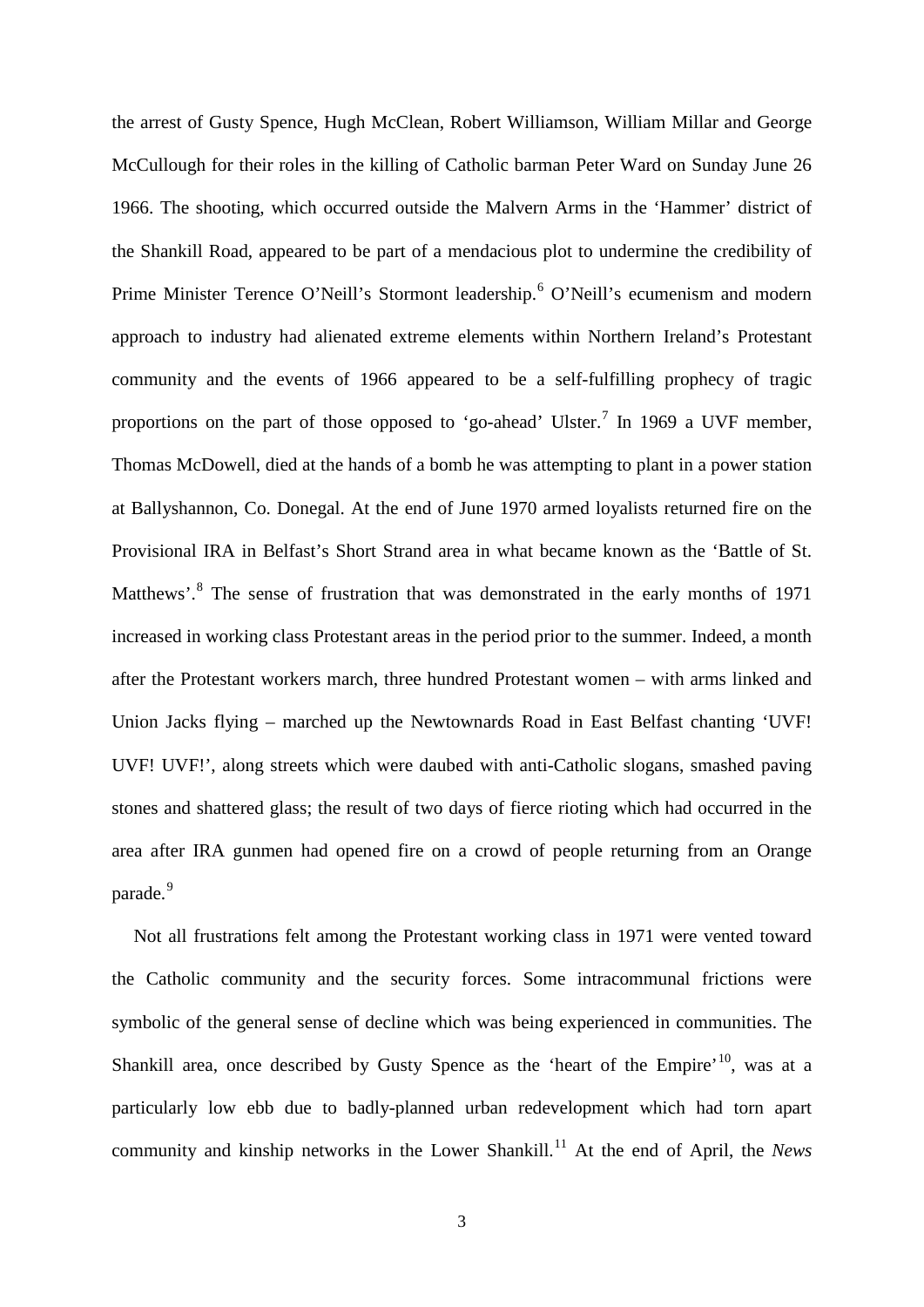the arrest of Gusty Spence, Hugh McClean, Robert Williamson, William Millar and George McCullough for their roles in the killing of Catholic barman Peter Ward on Sunday June 26 1966. The shooting, which occurred outside the Malvern Arms in the 'Hammer' district of the Shankill Road, appeared to be part of a mendacious plot to undermine the credibility of Prime Minister Terence O'Neill's Stormont leadership.[6] O'Neill's ecumenism and modern approach to industry had alienated extreme elements within Northern Ireland's Protestant community and the events of 1966 appeared to be a self-fulfilling prophecy of tragic proportions on the part of those opposed to 'go-ahead' Ulster.[7] In 1969 a UVF member, Thomas McDowell, died at the hands of a bomb he was attempting to plant in a power station at Ballyshannon, Co. Donegal. At the end of June 1970 armed loyalists returned fire on the Provisional IRA in Belfast's Short Strand area in what became known as the 'Battle of St. Matthews'.[8] The sense of frustration that was demonstrated in the early months of 1971 increased in working class Protestant areas in the period prior to the summer. Indeed, a month after the Protestant workers march, three hundred Protestant women – with arms linked and Union Jacks flying – marched up the Newtownards Road in East Belfast chanting 'UVF! UVF! UVF!', along streets which were daubed with anti-Catholic slogans, smashed paving stones and shattered glass; the result of two days of fierce rioting which had occurred in the area after IRA gunmen had opened fire on a crowd of people returning from an Orange parade.[9]

Not all frustrations felt among the Protestant working class in 1971 were vented toward the Catholic community and the security forces. Some intracommunal frictions were symbolic of the general sense of decline which was being experienced in communities. The Shankill area, once described by Gusty Spence as the 'heart of the Empire'[10], was at a particularly low ebb due to badly-planned urban redevelopment which had torn apart community and kinship networks in the Lower Shankill.[11] At the end of April, the *News*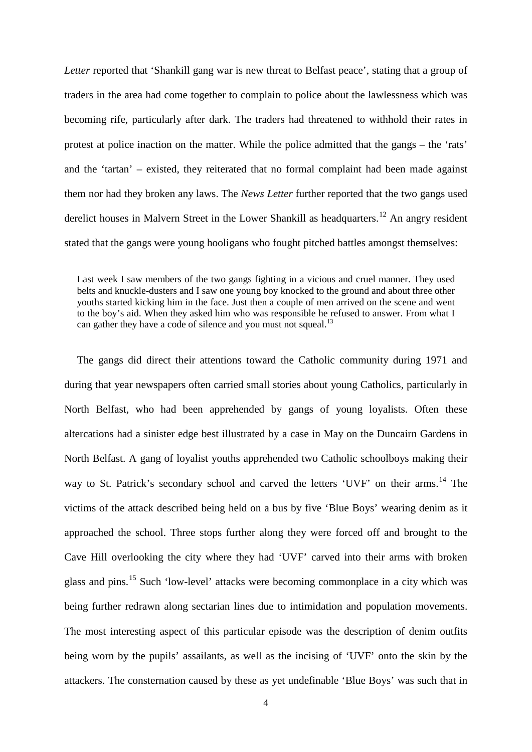*Letter* reported that 'Shankill gang war is new threat to Belfast peace', stating that a group of traders in the area had come together to complain to police about the lawlessness which was becoming rife, particularly after dark. The traders had threatened to withhold their rates in protest at police inaction on the matter. While the police admitted that the gangs – the 'rats' and the 'tartan' – existed, they reiterated that no formal complaint had been made against them nor had they broken any laws. The *News Letter* further reported that the two gangs used derelict houses in Malvern Street in the Lower Shankill as headquarters.[12] An angry resident stated that the gangs were young hooligans who fought pitched battles amongst themselves:

> Last week I saw members of the two gangs fighting in a vicious and cruel manner. They used belts and knuckle-dusters and I saw one young boy knocked to the ground and about three other youths started kicking him in the face. Just then a couple of men arrived on the scene and went to the boy's aid. When they asked him who was responsible he refused to answer. From what I can gather they have a code of silence and you must not squeal.[13]

The gangs did direct their attentions toward the Catholic community during 1971 and during that year newspapers often carried small stories about young Catholics, particularly in North Belfast, who had been apprehended by gangs of young loyalists. Often these altercations had a sinister edge best illustrated by a case in May on the Duncairn Gardens in North Belfast. A gang of loyalist youths apprehended two Catholic schoolboys making their way to St. Patrick's secondary school and carved the letters 'UVF' on their arms.[14] The victims of the attack described being held on a bus by five 'Blue Boys' wearing denim as it approached the school. Three stops further along they were forced off and brought to the Cave Hill overlooking the city where they had 'UVF' carved into their arms with broken glass and pins.[15] Such 'low-level' attacks were becoming commonplace in a city which was being further redrawn along sectarian lines due to intimidation and population movements. The most interesting aspect of this particular episode was the description of denim outfits being worn by the pupils' assailants, as well as the incising of 'UVF' onto the skin by the attackers. The consternation caused by these as yet undefinable 'Blue Boys' was such that in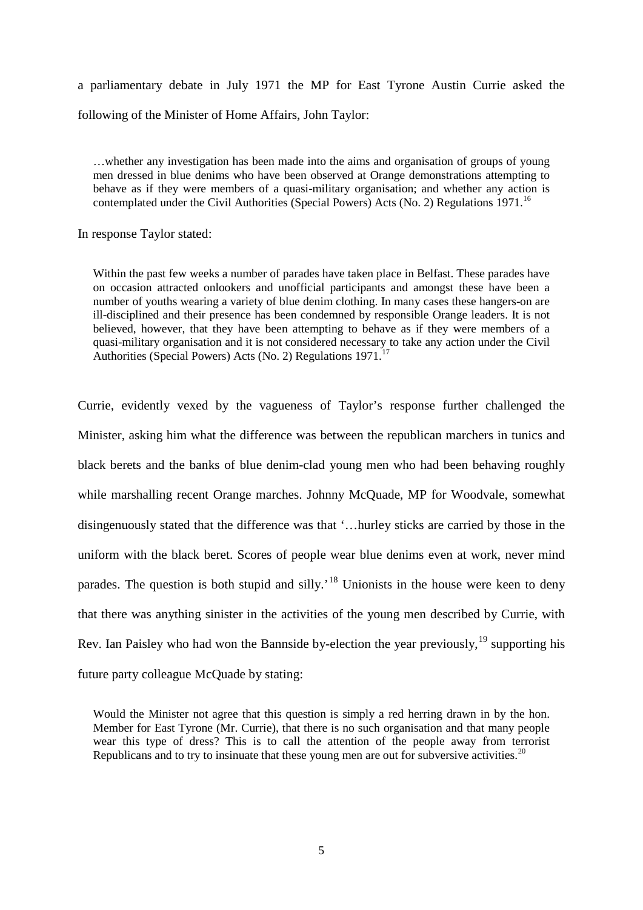a parliamentary debate in July 1971 the MP for East Tyrone Austin Currie asked the following of the Minister of Home Affairs, John Taylor:

> …whether any investigation has been made into the aims and organisation of groups of young men dressed in blue denims who have been observed at Orange demonstrations attempting to behave as if they were members of a quasi-military organisation; and whether any action is contemplated under the Civil Authorities (Special Powers) Acts (No. 2) Regulations 1971.[16]

In response Taylor stated:

> Within the past few weeks a number of parades have taken place in Belfast. These parades have on occasion attracted onlookers and unofficial participants and amongst these have been a number of youths wearing a variety of blue denim clothing. In many cases these hangers-on are ill-disciplined and their presence has been condemned by responsible Orange leaders. It is not believed, however, that they have been attempting to behave as if they were members of a quasi-military organisation and it is not considered necessary to take any action under the Civil Authorities (Special Powers) Acts (No. 2) Regulations 1971.[17]

Currie, evidently vexed by the vagueness of Taylor's response further challenged the Minister, asking him what the difference was between the republican marchers in tunics and black berets and the banks of blue denim-clad young men who had been behaving roughly while marshalling recent Orange marches. Johnny McQuade, MP for Woodvale, somewhat disingenuously stated that the difference was that '…hurley sticks are carried by those in the uniform with the black beret. Scores of people wear blue denims even at work, never mind parades. The question is both stupid and silly.'[18] Unionists in the house were keen to deny that there was anything sinister in the activities of the young men described by Currie, with Rev. Ian Paisley who had won the Bannside by-election the year previously,[19] supporting his future party colleague McQuade by stating:

> Would the Minister not agree that this question is simply a red herring drawn in by the hon. Member for East Tyrone (Mr. Currie), that there is no such organisation and that many people wear this type of dress? This is to call the attention of the people away from terrorist Republicans and to try to insinuate that these young men are out for subversive activities.[20]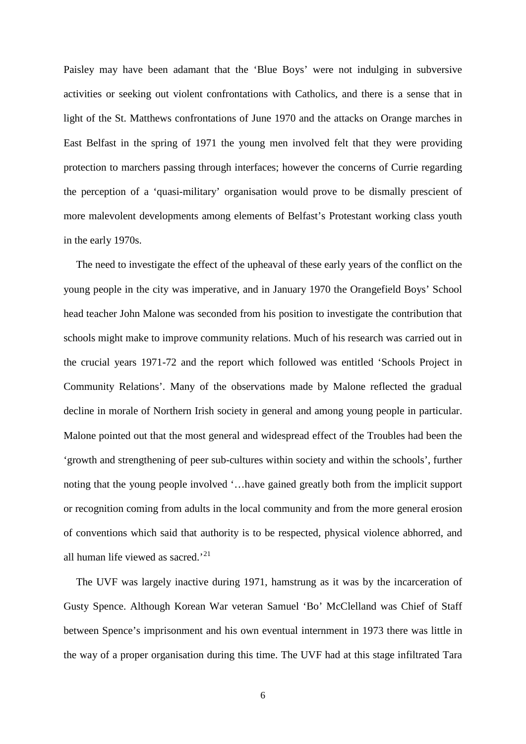Paisley may have been adamant that the 'Blue Boys' were not indulging in subversive activities or seeking out violent confrontations with Catholics, and there is a sense that in light of the St. Matthews confrontations of June 1970 and the attacks on Orange marches in East Belfast in the spring of 1971 the young men involved felt that they were providing protection to marchers passing through interfaces; however the concerns of Currie regarding the perception of a 'quasi-military' organisation would prove to be dismally prescient of more malevolent developments among elements of Belfast's Protestant working class youth in the early 1970s.

The need to investigate the effect of the upheaval of these early years of the conflict on the young people in the city was imperative, and in January 1970 the Orangefield Boys' School head teacher John Malone was seconded from his position to investigate the contribution that schools might make to improve community relations. Much of his research was carried out in the crucial years 1971-72 and the report which followed was entitled 'Schools Project in Community Relations'. Many of the observations made by Malone reflected the gradual decline in morale of Northern Irish society in general and among young people in particular. Malone pointed out that the most general and widespread effect of the Troubles had been the 'growth and strengthening of peer sub-cultures within society and within the schools', further noting that the young people involved '…have gained greatly both from the implicit support or recognition coming from adults in the local community and from the more general erosion of conventions which said that authority is to be respected, physical violence abhorred, and all human life viewed as sacred.'[21]

The UVF was largely inactive during 1971, hamstrung as it was by the incarceration of Gusty Spence. Although Korean War veteran Samuel 'Bo' McClelland was Chief of Staff between Spence's imprisonment and his own eventual internment in 1973 there was little in the way of a proper organisation during this time. The UVF had at this stage infiltrated Tara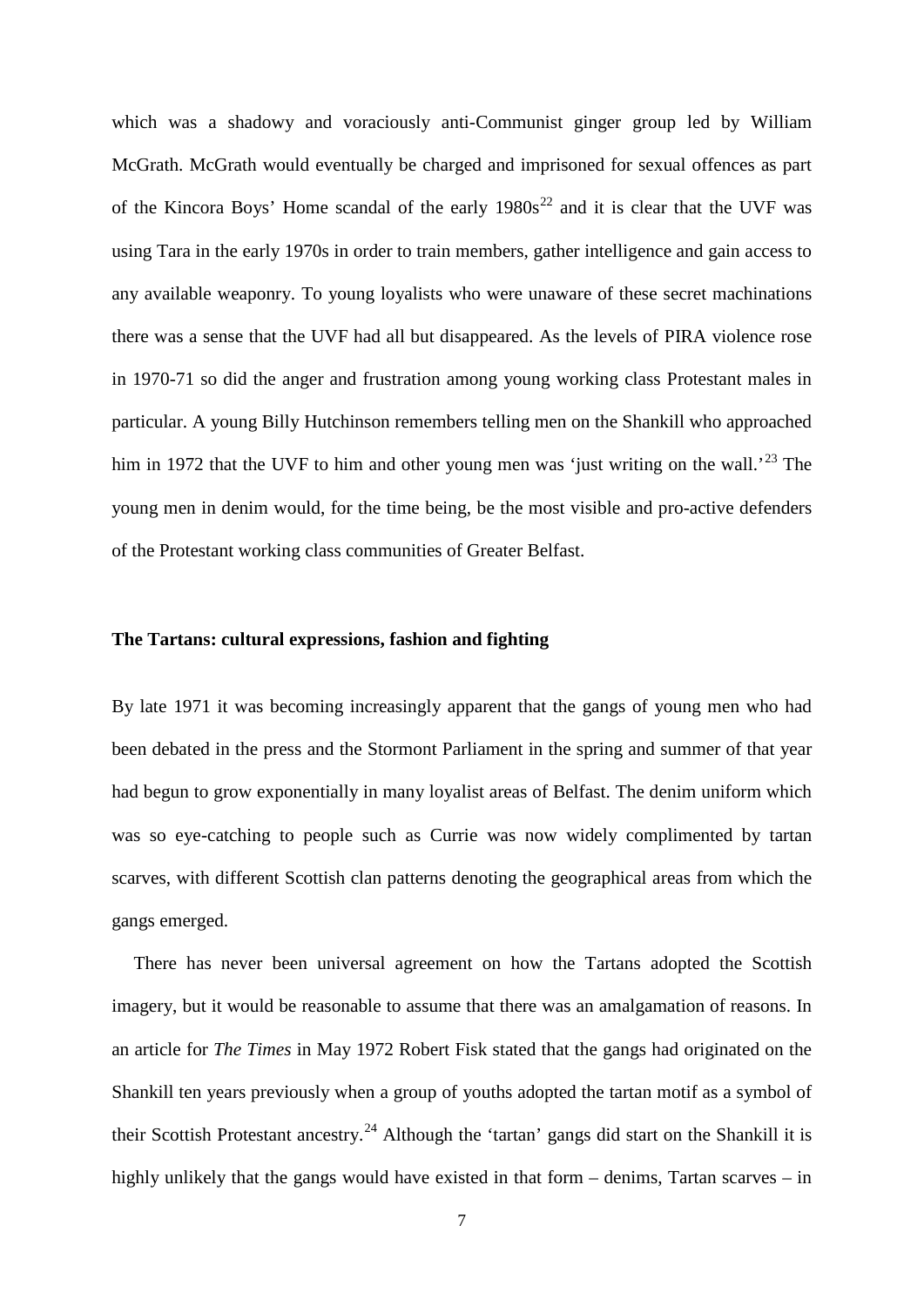which was a shadowy and voraciously anti-Communist ginger group led by William McGrath. McGrath would eventually be charged and imprisoned for sexual offences as part of the Kincora Boys' Home scandal of the early 1980s[22] and it is clear that the UVF was using Tara in the early 1970s in order to train members, gather intelligence and gain access to any available weaponry. To young loyalists who were unaware of these secret machinations there was a sense that the UVF had all but disappeared. As the levels of PIRA violence rose in 1970-71 so did the anger and frustration among young working class Protestant males in particular. A young Billy Hutchinson remembers telling men on the Shankill who approached him in 1972 that the UVF to him and other young men was 'just writing on the wall.'[23] The young men in denim would, for the time being, be the most visible and pro-active defenders of the Protestant working class communities of Greater Belfast.

## The Tartans: cultural expressions, fashion and fighting

By late 1971 it was becoming increasingly apparent that the gangs of young men who had been debated in the press and the Stormont Parliament in the spring and summer of that year had begun to grow exponentially in many loyalist areas of Belfast. The denim uniform which was so eye-catching to people such as Currie was now widely complimented by tartan scarves, with different Scottish clan patterns denoting the geographical areas from which the gangs emerged.

There has never been universal agreement on how the Tartans adopted the Scottish imagery, but it would be reasonable to assume that there was an amalgamation of reasons. In an article for *The Times* in May 1972 Robert Fisk stated that the gangs had originated on the Shankill ten years previously when a group of youths adopted the tartan motif as a symbol of their Scottish Protestant ancestry.[24] Although the 'tartan' gangs did start on the Shankill it is highly unlikely that the gangs would have existed in that form – denims, Tartan scarves – in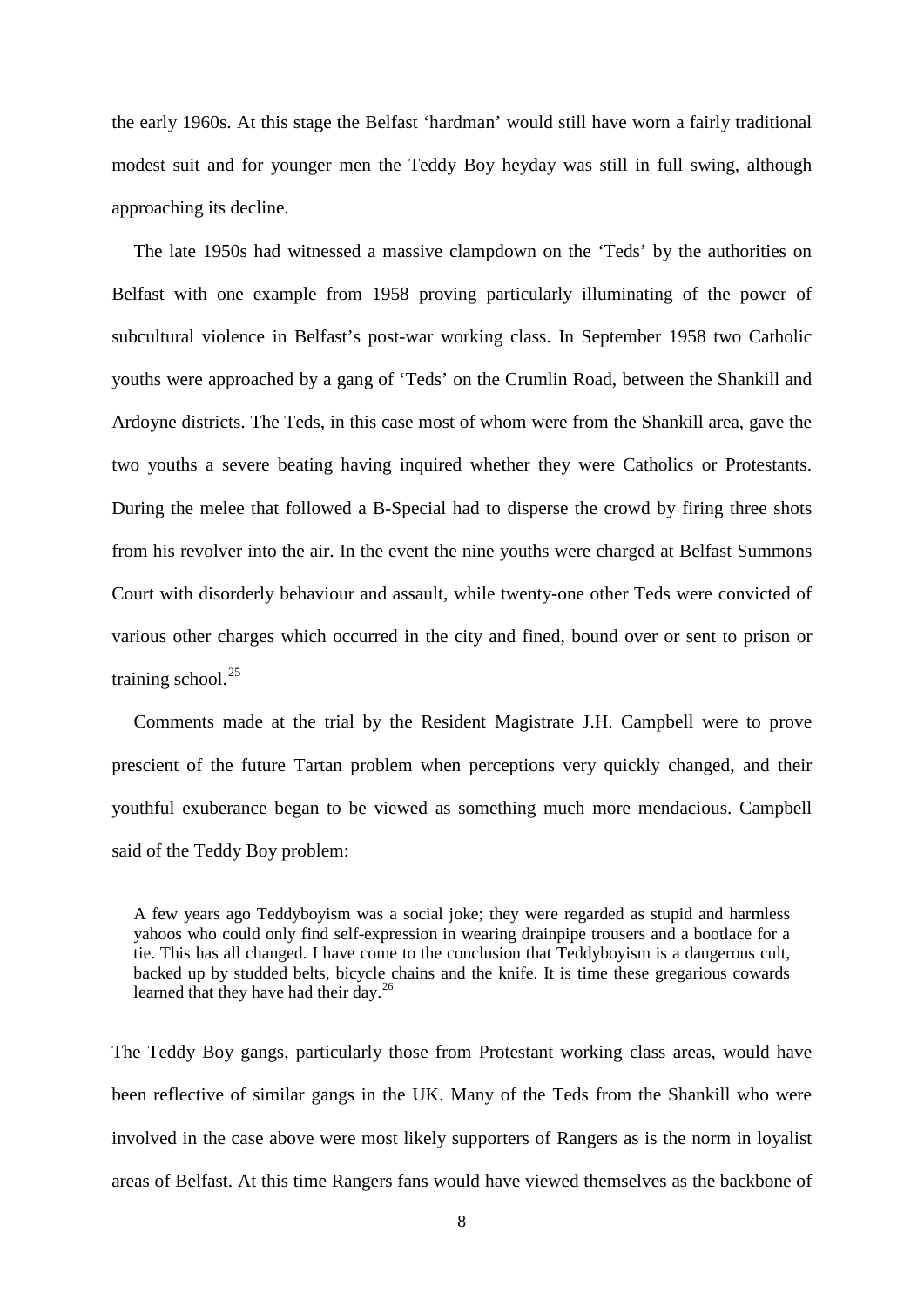the early 1960s. At this stage the Belfast 'hardman' would still have worn a fairly traditional modest suit and for younger men the Teddy Boy heyday was still in full swing, although approaching its decline.

The late 1950s had witnessed a massive clampdown on the 'Teds' by the authorities on Belfast with one example from 1958 proving particularly illuminating of the power of subcultural violence in Belfast's post-war working class. In September 1958 two Catholic youths were approached by a gang of 'Teds' on the Crumlin Road, between the Shankill and Ardoyne districts. The Teds, in this case most of whom were from the Shankill area, gave the two youths a severe beating having inquired whether they were Catholics or Protestants. During the melee that followed a B-Special had to disperse the crowd by firing three shots from his revolver into the air. In the event the nine youths were charged at Belfast Summons Court with disorderly behaviour and assault, while twenty-one other Teds were convicted of various other charges which occurred in the city and fined, bound over or sent to prison or training school.[25]

Comments made at the trial by the Resident Magistrate J.H. Campbell were to prove prescient of the future Tartan problem when perceptions very quickly changed, and their youthful exuberance began to be viewed as something much more mendacious. Campbell said of the Teddy Boy problem:

> A few years ago Teddyboyism was a social joke; they were regarded as stupid and harmless yahoos who could only find self-expression in wearing drainpipe trousers and a bootlace for a tie. This has all changed. I have come to the conclusion that Teddyboyism is a dangerous cult, backed up by studded belts, bicycle chains and the knife. It is time these gregarious cowards learned that they have had their day.[26]

The Teddy Boy gangs, particularly those from Protestant working class areas, would have been reflective of similar gangs in the UK. Many of the Teds from the Shankill who were involved in the case above were most likely supporters of Rangers as is the norm in loyalist areas of Belfast. At this time Rangers fans would have viewed themselves as the backbone of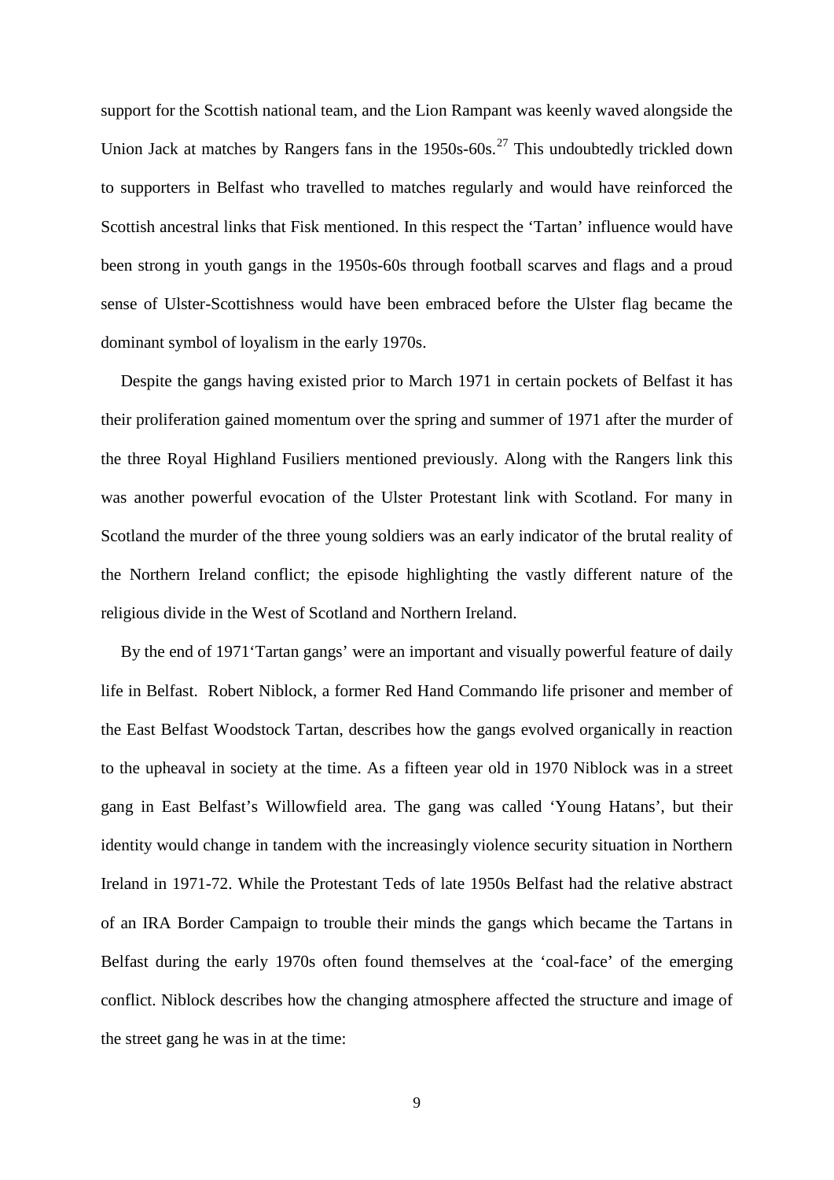support for the Scottish national team, and the Lion Rampant was keenly waved alongside the Union Jack at matches by Rangers fans in the 1950s-60s.[27] This undoubtedly trickled down to supporters in Belfast who travelled to matches regularly and would have reinforced the Scottish ancestral links that Fisk mentioned. In this respect the 'Tartan' influence would have been strong in youth gangs in the 1950s-60s through football scarves and flags and a proud sense of Ulster-Scottishness would have been embraced before the Ulster flag became the dominant symbol of loyalism in the early 1970s.

Despite the gangs having existed prior to March 1971 in certain pockets of Belfast it has their proliferation gained momentum over the spring and summer of 1971 after the murder of the three Royal Highland Fusiliers mentioned previously. Along with the Rangers link this was another powerful evocation of the Ulster Protestant link with Scotland. For many in Scotland the murder of the three young soldiers was an early indicator of the brutal reality of the Northern Ireland conflict; the episode highlighting the vastly different nature of the religious divide in the West of Scotland and Northern Ireland.

By the end of 1971'Tartan gangs' were an important and visually powerful feature of daily life in Belfast. Robert Niblock, a former Red Hand Commando life prisoner and member of the East Belfast Woodstock Tartan, describes how the gangs evolved organically in reaction to the upheaval in society at the time. As a fifteen year old in 1970 Niblock was in a street gang in East Belfast's Willowfield area. The gang was called 'Young Hatans', but their identity would change in tandem with the increasingly violence security situation in Northern Ireland in 1971-72. While the Protestant Teds of late 1950s Belfast had the relative abstract of an IRA Border Campaign to trouble their minds the gangs which became the Tartans in Belfast during the early 1970s often found themselves at the 'coal-face' of the emerging conflict. Niblock describes how the changing atmosphere affected the structure and image of the street gang he was in at the time: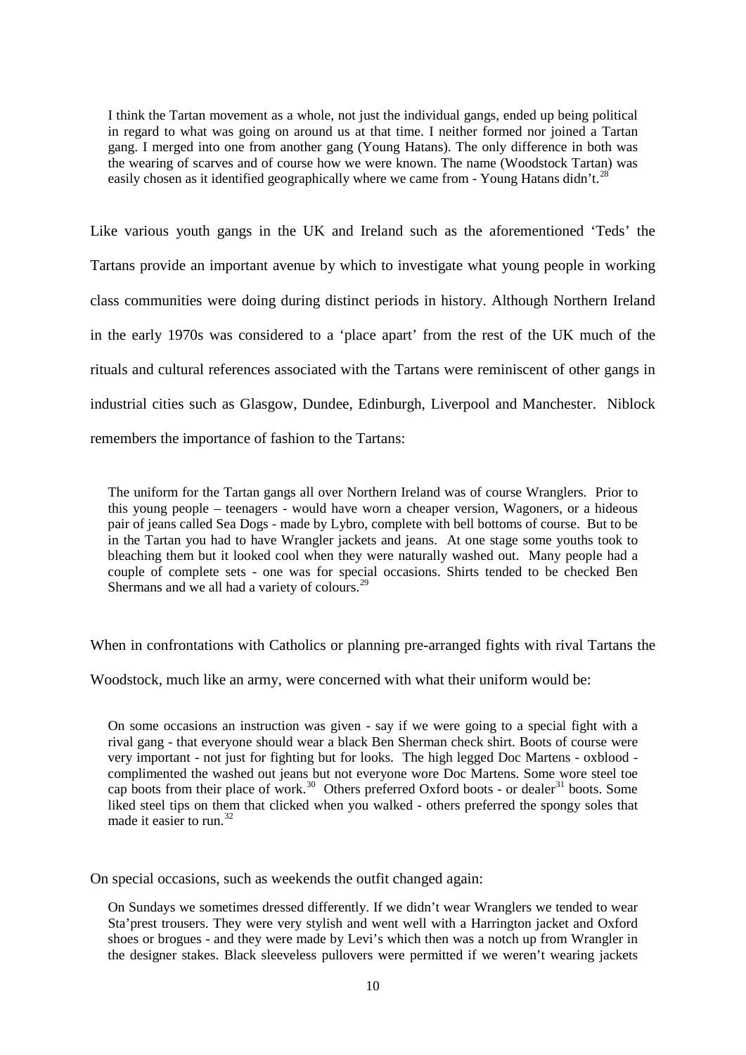> I think the Tartan movement as a whole, not just the individual gangs, ended up being political in regard to what was going on around us at that time. I neither formed nor joined a Tartan gang. I merged into one from another gang (Young Hatans). The only difference in both was the wearing of scarves and of course how we were known. The name (Woodstock Tartan) was easily chosen as it identified geographically where we came from - Young Hatans didn't.[28]

Like various youth gangs in the UK and Ireland such as the aforementioned 'Teds' the Tartans provide an important avenue by which to investigate what young people in working class communities were doing during distinct periods in history. Although Northern Ireland in the early 1970s was considered to a 'place apart' from the rest of the UK much of the rituals and cultural references associated with the Tartans were reminiscent of other gangs in industrial cities such as Glasgow, Dundee, Edinburgh, Liverpool and Manchester. Niblock remembers the importance of fashion to the Tartans:

> The uniform for the Tartan gangs all over Northern Ireland was of course Wranglers. Prior to this young people – teenagers - would have worn a cheaper version, Wagoners, or a hideous pair of jeans called Sea Dogs - made by Lybro, complete with bell bottoms of course. But to be in the Tartan you had to have Wrangler jackets and jeans. At one stage some youths took to bleaching them but it looked cool when they were naturally washed out. Many people had a couple of complete sets - one was for special occasions. Shirts tended to be checked Ben Shermans and we all had a variety of colours.[29]

When in confrontations with Catholics or planning pre-arranged fights with rival Tartans the Woodstock, much like an army, were concerned with what their uniform would be:

> On some occasions an instruction was given - say if we were going to a special fight with a rival gang - that everyone should wear a black Ben Sherman check shirt. Boots of course were very important - not just for fighting but for looks. The high legged Doc Martens - oxblood - complimented the washed out jeans but not everyone wore Doc Martens. Some wore steel toe cap boots from their place of work.[30] Others preferred Oxford boots - or dealer[31] boots. Some liked steel tips on them that clicked when you walked - others preferred the spongy soles that made it easier to run.[32]

On special occasions, such as weekends the outfit changed again:

> On Sundays we sometimes dressed differently. If we didn't wear Wranglers we tended to wear Sta'prest trousers. They were very stylish and went well with a Harrington jacket and Oxford shoes or brogues - and they were made by Levi's which then was a notch up from Wrangler in the designer stakes. Black sleeveless pullovers were permitted if we weren't wearing jackets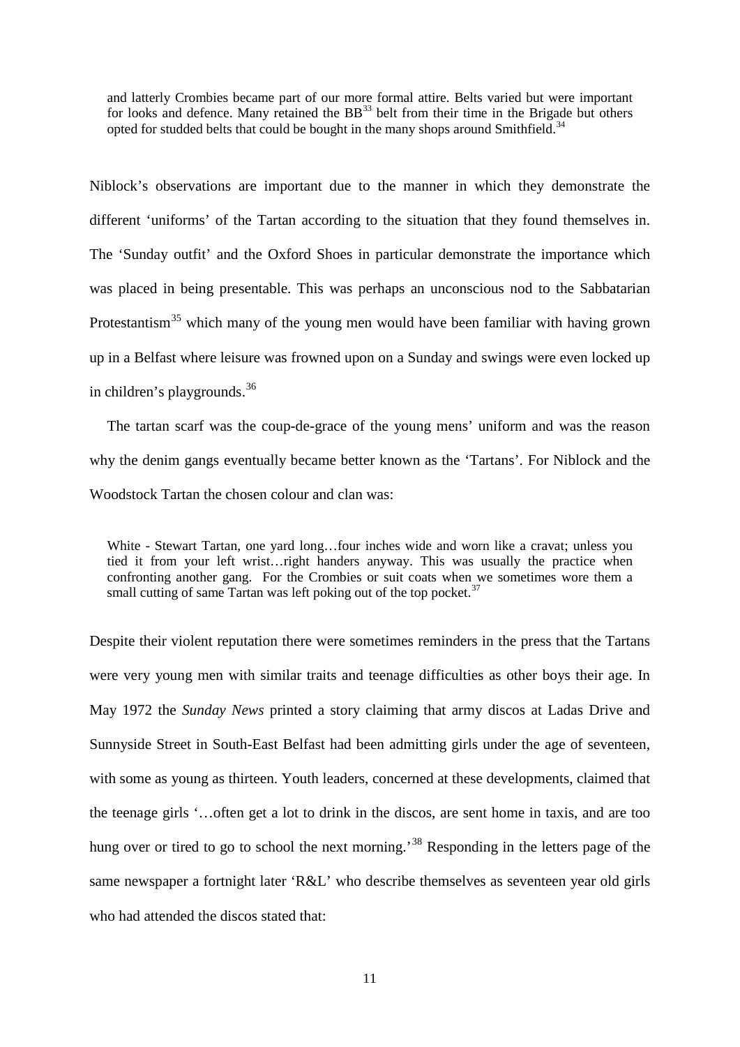> and latterly Crombies became part of our more formal attire. Belts varied but were important for looks and defence. Many retained the BB[33] belt from their time in the Brigade but others opted for studded belts that could be bought in the many shops around Smithfield.[34]

Niblock's observations are important due to the manner in which they demonstrate the different 'uniforms' of the Tartan according to the situation that they found themselves in. The 'Sunday outfit' and the Oxford Shoes in particular demonstrate the importance which was placed in being presentable. This was perhaps an unconscious nod to the Sabbatarian Protestantism[35] which many of the young men would have been familiar with having grown up in a Belfast where leisure was frowned upon on a Sunday and swings were even locked up in children's playgrounds.[36]

The tartan scarf was the coup-de-grace of the young mens' uniform and was the reason why the denim gangs eventually became better known as the 'Tartans'. For Niblock and the Woodstock Tartan the chosen colour and clan was:

> White - Stewart Tartan, one yard long…four inches wide and worn like a cravat; unless you tied it from your left wrist…right handers anyway. This was usually the practice when confronting another gang. For the Crombies or suit coats when we sometimes wore them a small cutting of same Tartan was left poking out of the top pocket.[37]

Despite their violent reputation there were sometimes reminders in the press that the Tartans were very young men with similar traits and teenage difficulties as other boys their age. In May 1972 the *Sunday News* printed a story claiming that army discos at Ladas Drive and Sunnyside Street in South-East Belfast had been admitting girls under the age of seventeen, with some as young as thirteen. Youth leaders, concerned at these developments, claimed that the teenage girls '…often get a lot to drink in the discos, are sent home in taxis, and are too hung over or tired to go to school the next morning.'[38] Responding in the letters page of the same newspaper a fortnight later 'R&L' who describe themselves as seventeen year old girls who had attended the discos stated that: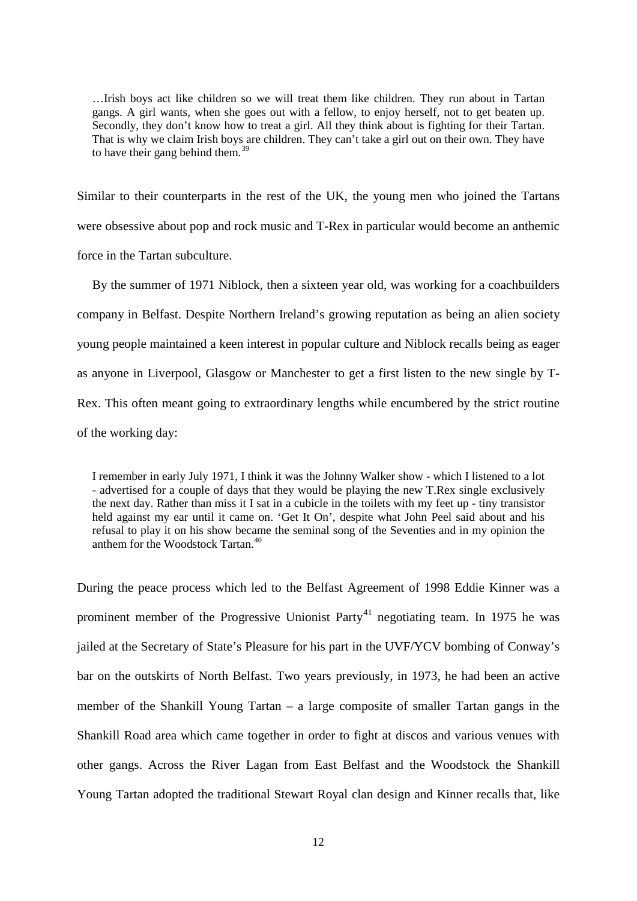> …Irish boys act like children so we will treat them like children. They run about in Tartan gangs. A girl wants, when she goes out with a fellow, to enjoy herself, not to get beaten up. Secondly, they don't know how to treat a girl. All they think about is fighting for their Tartan. That is why we claim Irish boys are children. They can't take a girl out on their own. They have to have their gang behind them.[39]

Similar to their counterparts in the rest of the UK, the young men who joined the Tartans were obsessive about pop and rock music and T-Rex in particular would become an anthemic force in the Tartan subculture.

By the summer of 1971 Niblock, then a sixteen year old, was working for a coachbuilders company in Belfast. Despite Northern Ireland's growing reputation as being an alien society young people maintained a keen interest in popular culture and Niblock recalls being as eager as anyone in Liverpool, Glasgow or Manchester to get a first listen to the new single by T-Rex. This often meant going to extraordinary lengths while encumbered by the strict routine of the working day:

> I remember in early July 1971, I think it was the Johnny Walker show - which I listened to a lot - advertised for a couple of days that they would be playing the new T.Rex single exclusively the next day. Rather than miss it I sat in a cubicle in the toilets with my feet up - tiny transistor held against my ear until it came on. 'Get It On', despite what John Peel said about and his refusal to play it on his show became the seminal song of the Seventies and in my opinion the anthem for the Woodstock Tartan.[40]

During the peace process which led to the Belfast Agreement of 1998 Eddie Kinner was a prominent member of the Progressive Unionist Party[41] negotiating team. In 1975 he was jailed at the Secretary of State's Pleasure for his part in the UVF/YCV bombing of Conway's bar on the outskirts of North Belfast. Two years previously, in 1973, he had been an active member of the Shankill Young Tartan – a large composite of smaller Tartan gangs in the Shankill Road area which came together in order to fight at discos and various venues with other gangs. Across the River Lagan from East Belfast and the Woodstock the Shankill Young Tartan adopted the traditional Stewart Royal clan design and Kinner recalls that, like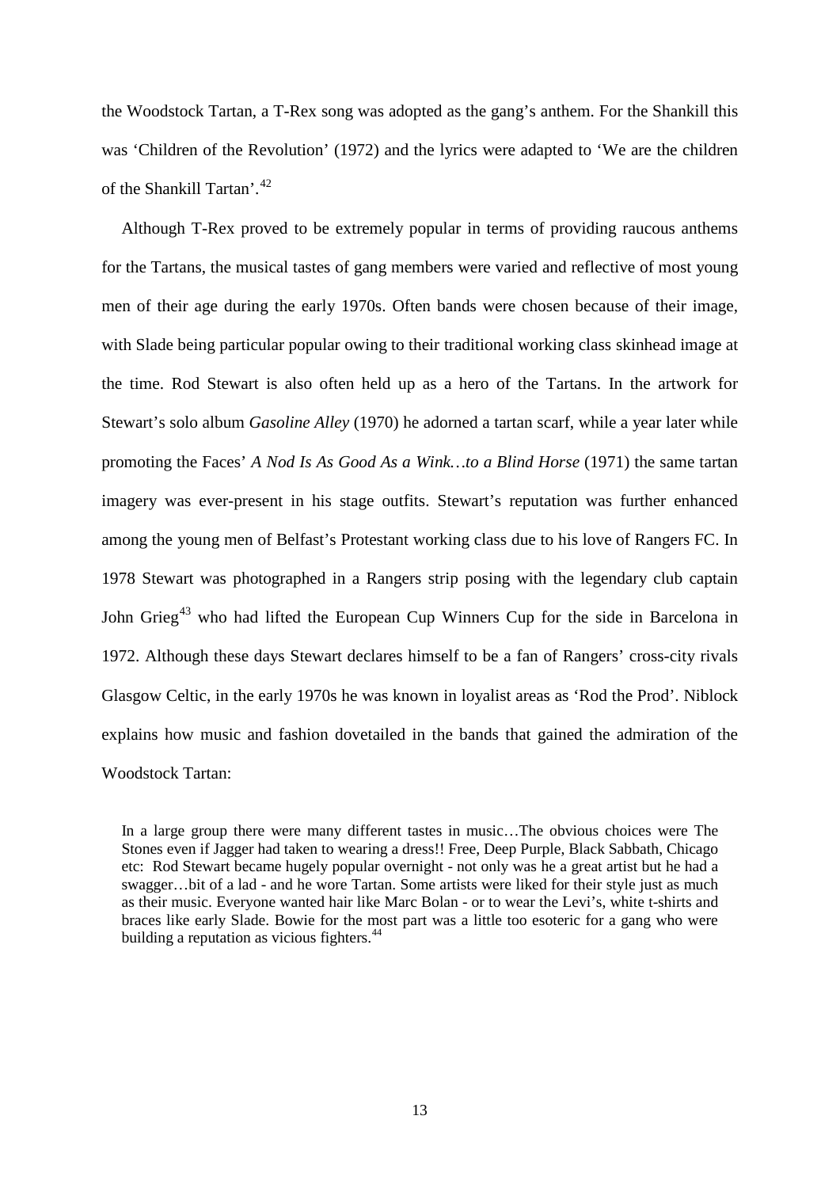the Woodstock Tartan, a T-Rex song was adopted as the gang's anthem. For the Shankill this was 'Children of the Revolution' (1972) and the lyrics were adapted to 'We are the children of the Shankill Tartan'.[42]

Although T-Rex proved to be extremely popular in terms of providing raucous anthems for the Tartans, the musical tastes of gang members were varied and reflective of most young men of their age during the early 1970s. Often bands were chosen because of their image, with Slade being particular popular owing to their traditional working class skinhead image at the time. Rod Stewart is also often held up as a hero of the Tartans. In the artwork for Stewart's solo album *Gasoline Alley* (1970) he adorned a tartan scarf, while a year later while promoting the Faces' *A Nod Is As Good As a Wink…to a Blind Horse* (1971) the same tartan imagery was ever-present in his stage outfits. Stewart's reputation was further enhanced among the young men of Belfast's Protestant working class due to his love of Rangers FC. In 1978 Stewart was photographed in a Rangers strip posing with the legendary club captain John Grieg[43] who had lifted the European Cup Winners Cup for the side in Barcelona in 1972. Although these days Stewart declares himself to be a fan of Rangers' cross-city rivals Glasgow Celtic, in the early 1970s he was known in loyalist areas as 'Rod the Prod'. Niblock explains how music and fashion dovetailed in the bands that gained the admiration of the Woodstock Tartan:

> In a large group there were many different tastes in music…The obvious choices were The Stones even if Jagger had taken to wearing a dress!! Free, Deep Purple, Black Sabbath, Chicago etc: Rod Stewart became hugely popular overnight - not only was he a great artist but he had a swagger…bit of a lad - and he wore Tartan. Some artists were liked for their style just as much as their music. Everyone wanted hair like Marc Bolan - or to wear the Levi's, white t-shirts and braces like early Slade. Bowie for the most part was a little too esoteric for a gang who were building a reputation as vicious fighters.[44]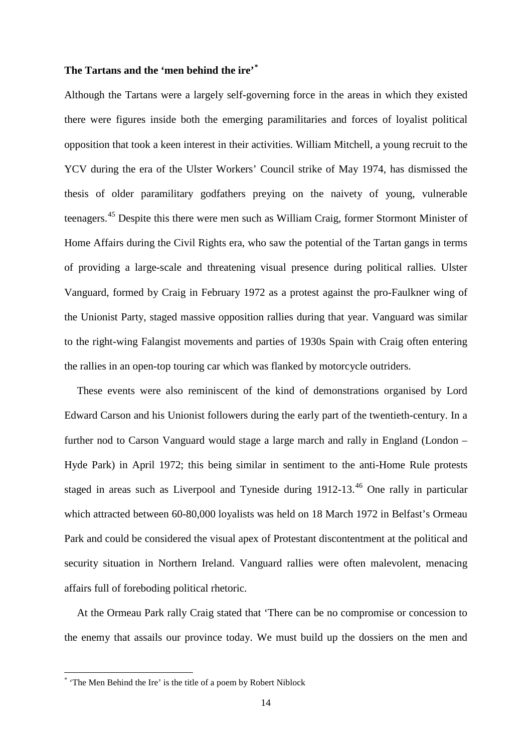**The Tartans and the 'men behind the ire'[*]**

Although the Tartans were a largely self-governing force in the areas in which they existed there were figures inside both the emerging paramilitaries and forces of loyalist political opposition that took a keen interest in their activities. William Mitchell, a young recruit to the YCV during the era of the Ulster Workers' Council strike of May 1974, has dismissed the thesis of older paramilitary godfathers preying on the naivety of young, vulnerable teenagers.[45] Despite this there were men such as William Craig, former Stormont Minister of Home Affairs during the Civil Rights era, who saw the potential of the Tartan gangs in terms of providing a large-scale and threatening visual presence during political rallies. Ulster Vanguard, formed by Craig in February 1972 as a protest against the pro-Faulkner wing of the Unionist Party, staged massive opposition rallies during that year. Vanguard was similar to the right-wing Falangist movements and parties of 1930s Spain with Craig often entering the rallies in an open-top touring car which was flanked by motorcycle outriders.

These events were also reminiscent of the kind of demonstrations organised by Lord Edward Carson and his Unionist followers during the early part of the twentieth-century. In a further nod to Carson Vanguard would stage a large march and rally in England (London – Hyde Park) in April 1972; this being similar in sentiment to the anti-Home Rule protests staged in areas such as Liverpool and Tyneside during 1912-13.[46] One rally in particular which attracted between 60-80,000 loyalists was held on 18 March 1972 in Belfast's Ormeau Park and could be considered the visual apex of Protestant discontentment at the political and security situation in Northern Ireland. Vanguard rallies were often malevolent, menacing affairs full of foreboding political rhetoric.

At the Ormeau Park rally Craig stated that 'There can be no compromise or concession to the enemy that assails our province today. We must build up the dossiers on the men and

[*] 'The Men Behind the Ire' is the title of a poem by Robert Niblock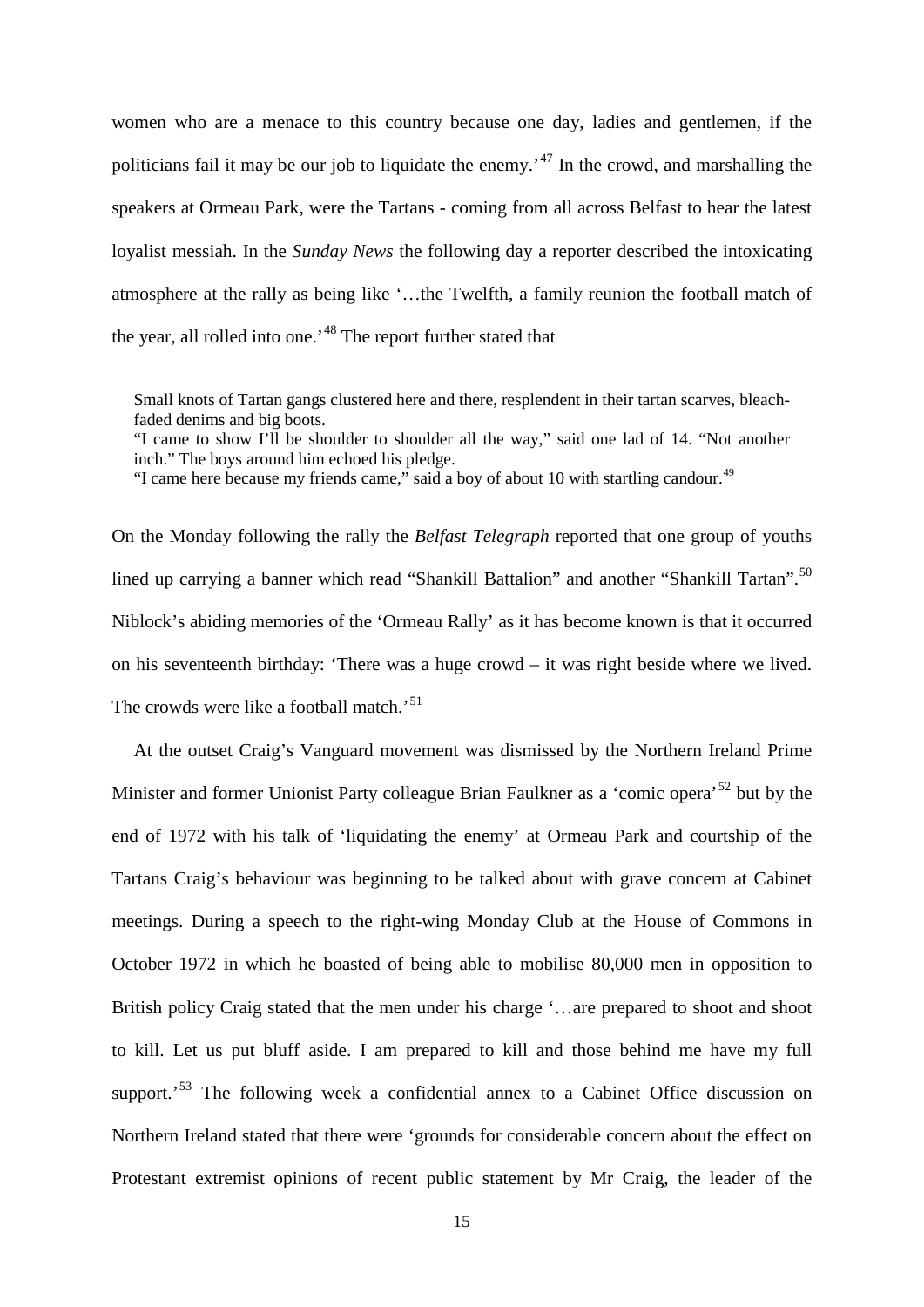women who are a menace to this country because one day, ladies and gentlemen, if the politicians fail it may be our job to liquidate the enemy.'[47] In the crowd, and marshalling the speakers at Ormeau Park, were the Tartans - coming from all across Belfast to hear the latest loyalist messiah. In the *Sunday News* the following day a reporter described the intoxicating atmosphere at the rally as being like '…the Twelfth, a family reunion the football match of the year, all rolled into one.'[48] The report further stated that

> Small knots of Tartan gangs clustered here and there, resplendent in their tartan scarves, bleach-faded denims and big boots.
> "I came to show I'll be shoulder to shoulder all the way," said one lad of 14. "Not another inch." The boys around him echoed his pledge.
> "I came here because my friends came," said a boy of about 10 with startling candour.[49]

On the Monday following the rally the *Belfast Telegraph* reported that one group of youths lined up carrying a banner which read "Shankill Battalion" and another "Shankill Tartan".[50] Niblock's abiding memories of the 'Ormeau Rally' as it has become known is that it occurred on his seventeenth birthday: 'There was a huge crowd – it was right beside where we lived. The crowds were like a football match.'[51]

At the outset Craig's Vanguard movement was dismissed by the Northern Ireland Prime Minister and former Unionist Party colleague Brian Faulkner as a 'comic opera'[52] but by the end of 1972 with his talk of 'liquidating the enemy' at Ormeau Park and courtship of the Tartans Craig's behaviour was beginning to be talked about with grave concern at Cabinet meetings. During a speech to the right-wing Monday Club at the House of Commons in October 1972 in which he boasted of being able to mobilise 80,000 men in opposition to British policy Craig stated that the men under his charge '…are prepared to shoot and shoot to kill. Let us put bluff aside. I am prepared to kill and those behind me have my full support.'[53] The following week a confidential annex to a Cabinet Office discussion on Northern Ireland stated that there were 'grounds for considerable concern about the effect on Protestant extremist opinions of recent public statement by Mr Craig, the leader of the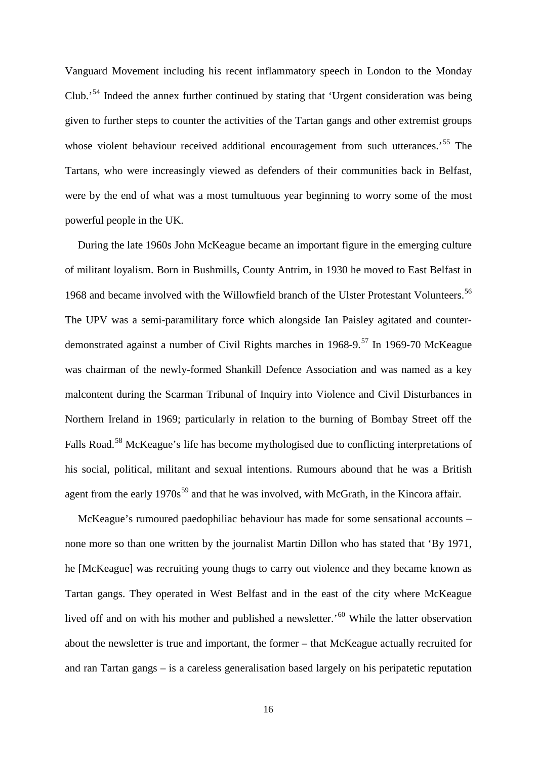Vanguard Movement including his recent inflammatory speech in London to the Monday Club.'[54] Indeed the annex further continued by stating that 'Urgent consideration was being given to further steps to counter the activities of the Tartan gangs and other extremist groups whose violent behaviour received additional encouragement from such utterances.'[55] The Tartans, who were increasingly viewed as defenders of their communities back in Belfast, were by the end of what was a most tumultuous year beginning to worry some of the most powerful people in the UK.

During the late 1960s John McKeague became an important figure in the emerging culture of militant loyalism. Born in Bushmills, County Antrim, in 1930 he moved to East Belfast in 1968 and became involved with the Willowfield branch of the Ulster Protestant Volunteers.[56] The UPV was a semi-paramilitary force which alongside Ian Paisley agitated and counter-demonstrated against a number of Civil Rights marches in 1968-9.[57] In 1969-70 McKeague was chairman of the newly-formed Shankill Defence Association and was named as a key malcontent during the Scarman Tribunal of Inquiry into Violence and Civil Disturbances in Northern Ireland in 1969; particularly in relation to the burning of Bombay Street off the Falls Road.[58] McKeague's life has become mythologised due to conflicting interpretations of his social, political, militant and sexual intentions. Rumours abound that he was a British agent from the early 1970s[59] and that he was involved, with McGrath, in the Kincora affair.

McKeague's rumoured paedophiliac behaviour has made for some sensational accounts – none more so than one written by the journalist Martin Dillon who has stated that 'By 1971, he [McKeague] was recruiting young thugs to carry out violence and they became known as Tartan gangs. They operated in West Belfast and in the east of the city where McKeague lived off and on with his mother and published a newsletter.'[60] While the latter observation about the newsletter is true and important, the former – that McKeague actually recruited for and ran Tartan gangs – is a careless generalisation based largely on his peripatetic reputation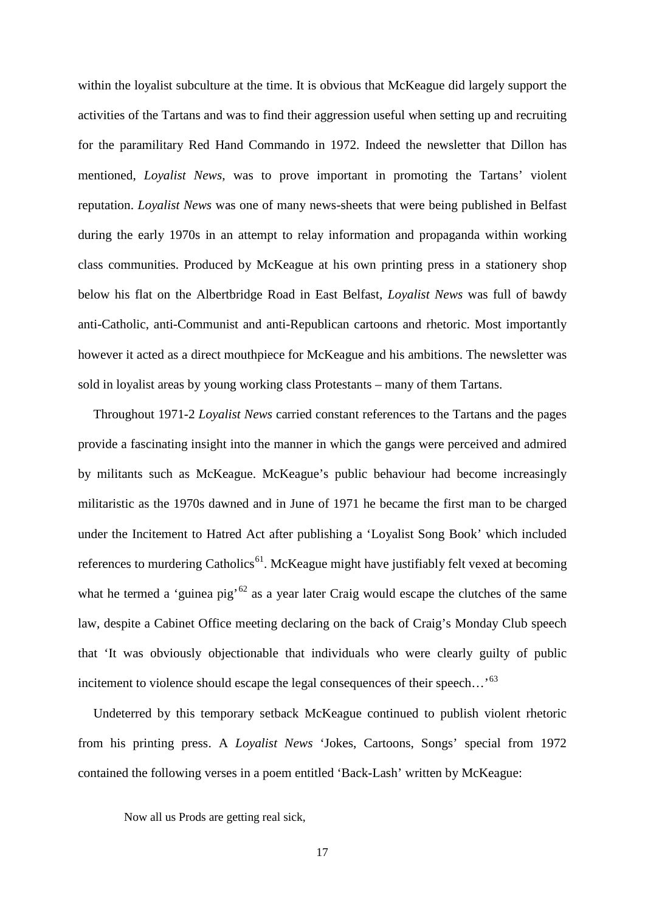within the loyalist subculture at the time. It is obvious that McKeague did largely support the activities of the Tartans and was to find their aggression useful when setting up and recruiting for the paramilitary Red Hand Commando in 1972. Indeed the newsletter that Dillon has mentioned, *Loyalist News*, was to prove important in promoting the Tartans' violent reputation. *Loyalist News* was one of many news-sheets that were being published in Belfast during the early 1970s in an attempt to relay information and propaganda within working class communities. Produced by McKeague at his own printing press in a stationery shop below his flat on the Albertbridge Road in East Belfast, *Loyalist News* was full of bawdy anti-Catholic, anti-Communist and anti-Republican cartoons and rhetoric. Most importantly however it acted as a direct mouthpiece for McKeague and his ambitions. The newsletter was sold in loyalist areas by young working class Protestants – many of them Tartans.

Throughout 1971-2 *Loyalist News* carried constant references to the Tartans and the pages provide a fascinating insight into the manner in which the gangs were perceived and admired by militants such as McKeague. McKeague's public behaviour had become increasingly militaristic as the 1970s dawned and in June of 1971 he became the first man to be charged under the Incitement to Hatred Act after publishing a 'Loyalist Song Book' which included references to murdering Catholics[61]. McKeague might have justifiably felt vexed at becoming what he termed a 'guinea pig'[62] as a year later Craig would escape the clutches of the same law, despite a Cabinet Office meeting declaring on the back of Craig's Monday Club speech that 'It was obviously objectionable that individuals who were clearly guilty of public incitement to violence should escape the legal consequences of their speech…'[63]

Undeterred by this temporary setback McKeague continued to publish violent rhetoric from his printing press. A *Loyalist News* 'Jokes, Cartoons, Songs' special from 1972 contained the following verses in a poem entitled 'Back-Lash' written by McKeague:

> Now all us Prods are getting real sick,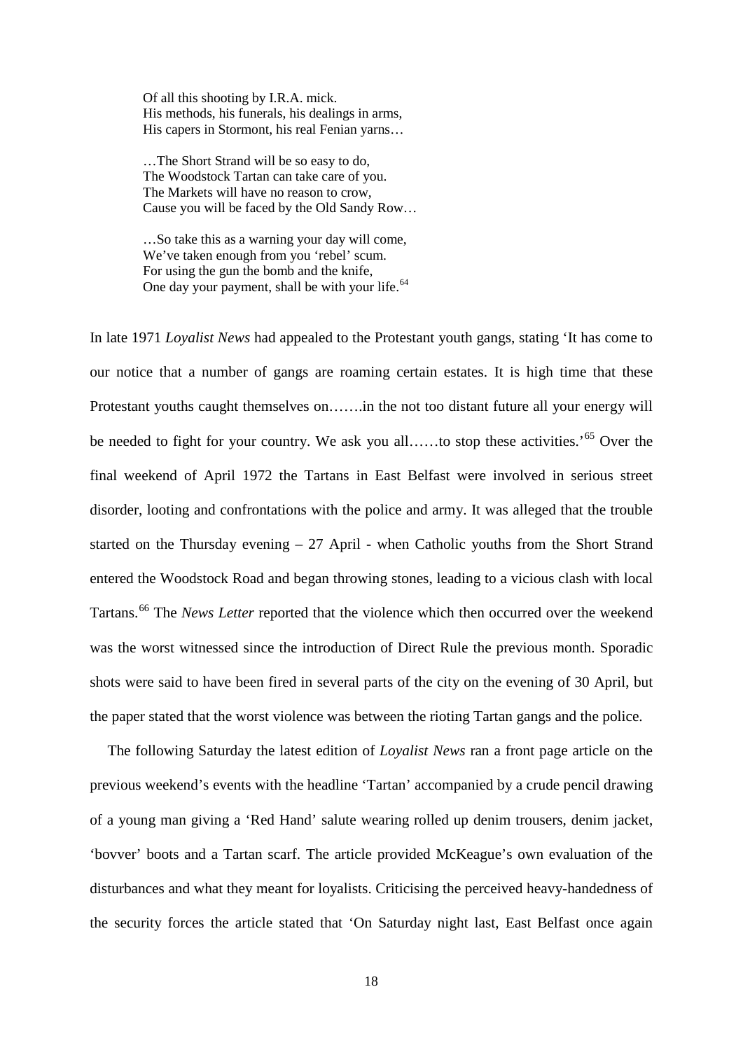> Of all this shooting by I.R.A. mick.
> His methods, his funerals, his dealings in arms,
> His capers in Stormont, his real Fenian yarns…
>
> …The Short Strand will be so easy to do,
> The Woodstock Tartan can take care of you.
> The Markets will have no reason to crow,
> Cause you will be faced by the Old Sandy Row…
>
> …So take this as a warning your day will come,
> We've taken enough from you 'rebel' scum.
> For using the gun the bomb and the knife,
> One day your payment, shall be with your life.[64]

In late 1971 *Loyalist News* had appealed to the Protestant youth gangs, stating 'It has come to our notice that a number of gangs are roaming certain estates. It is high time that these Protestant youths caught themselves on…….in the not too distant future all your energy will be needed to fight for your country. We ask you all……to stop these activities.'[65] Over the final weekend of April 1972 the Tartans in East Belfast were involved in serious street disorder, looting and confrontations with the police and army. It was alleged that the trouble started on the Thursday evening – 27 April - when Catholic youths from the Short Strand entered the Woodstock Road and began throwing stones, leading to a vicious clash with local Tartans.[66] The *News Letter* reported that the violence which then occurred over the weekend was the worst witnessed since the introduction of Direct Rule the previous month. Sporadic shots were said to have been fired in several parts of the city on the evening of 30 April, but the paper stated that the worst violence was between the rioting Tartan gangs and the police.

The following Saturday the latest edition of *Loyalist News* ran a front page article on the previous weekend's events with the headline 'Tartan' accompanied by a crude pencil drawing of a young man giving a 'Red Hand' salute wearing rolled up denim trousers, denim jacket, 'bovver' boots and a Tartan scarf. The article provided McKeague's own evaluation of the disturbances and what they meant for loyalists. Criticising the perceived heavy-handedness of the security forces the article stated that 'On Saturday night last, East Belfast once again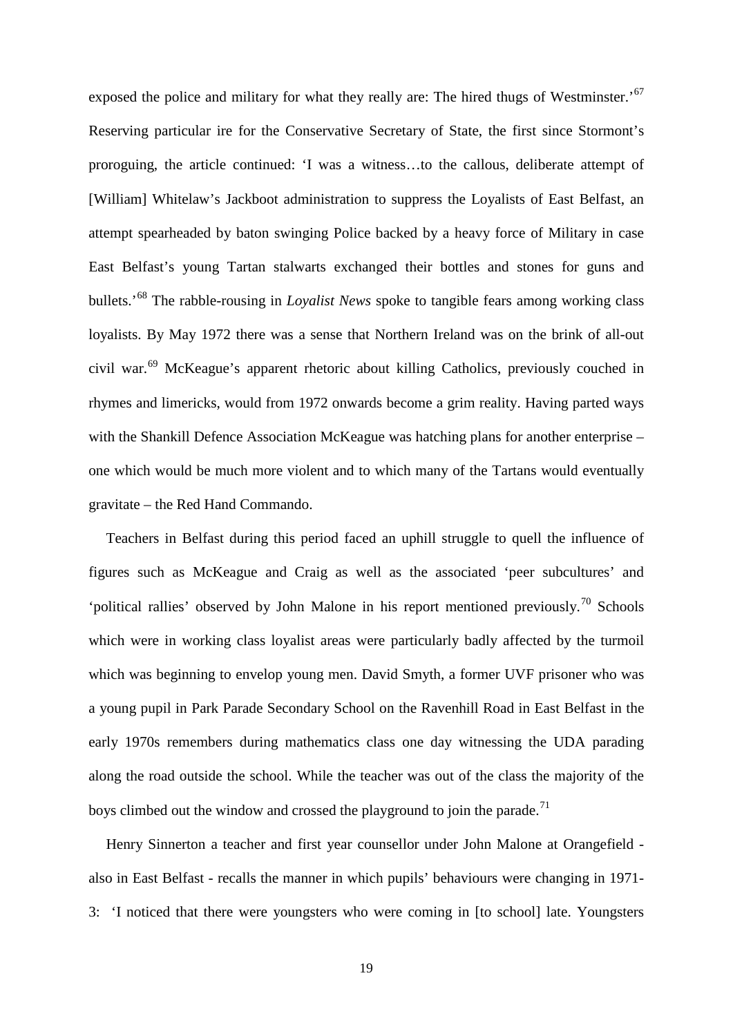exposed the police and military for what they really are: The hired thugs of Westminster.'[67] Reserving particular ire for the Conservative Secretary of State, the first since Stormont's proroguing, the article continued: 'I was a witness…to the callous, deliberate attempt of [William] Whitelaw's Jackboot administration to suppress the Loyalists of East Belfast, an attempt spearheaded by baton swinging Police backed by a heavy force of Military in case East Belfast's young Tartan stalwarts exchanged their bottles and stones for guns and bullets.'[68] The rabble-rousing in *Loyalist News* spoke to tangible fears among working class loyalists. By May 1972 there was a sense that Northern Ireland was on the brink of all-out civil war.[69] McKeague's apparent rhetoric about killing Catholics, previously couched in rhymes and limericks, would from 1972 onwards become a grim reality. Having parted ways with the Shankill Defence Association McKeague was hatching plans for another enterprise – one which would be much more violent and to which many of the Tartans would eventually gravitate – the Red Hand Commando.

Teachers in Belfast during this period faced an uphill struggle to quell the influence of figures such as McKeague and Craig as well as the associated 'peer subcultures' and 'political rallies' observed by John Malone in his report mentioned previously.[70] Schools which were in working class loyalist areas were particularly badly affected by the turmoil which was beginning to envelop young men. David Smyth, a former UVF prisoner who was a young pupil in Park Parade Secondary School on the Ravenhill Road in East Belfast in the early 1970s remembers during mathematics class one day witnessing the UDA parading along the road outside the school. While the teacher was out of the class the majority of the boys climbed out the window and crossed the playground to join the parade.[71]

Henry Sinnerton a teacher and first year counsellor under John Malone at Orangefield - also in East Belfast - recalls the manner in which pupils' behaviours were changing in 1971-3: 'I noticed that there were youngsters who were coming in [to school] late. Youngsters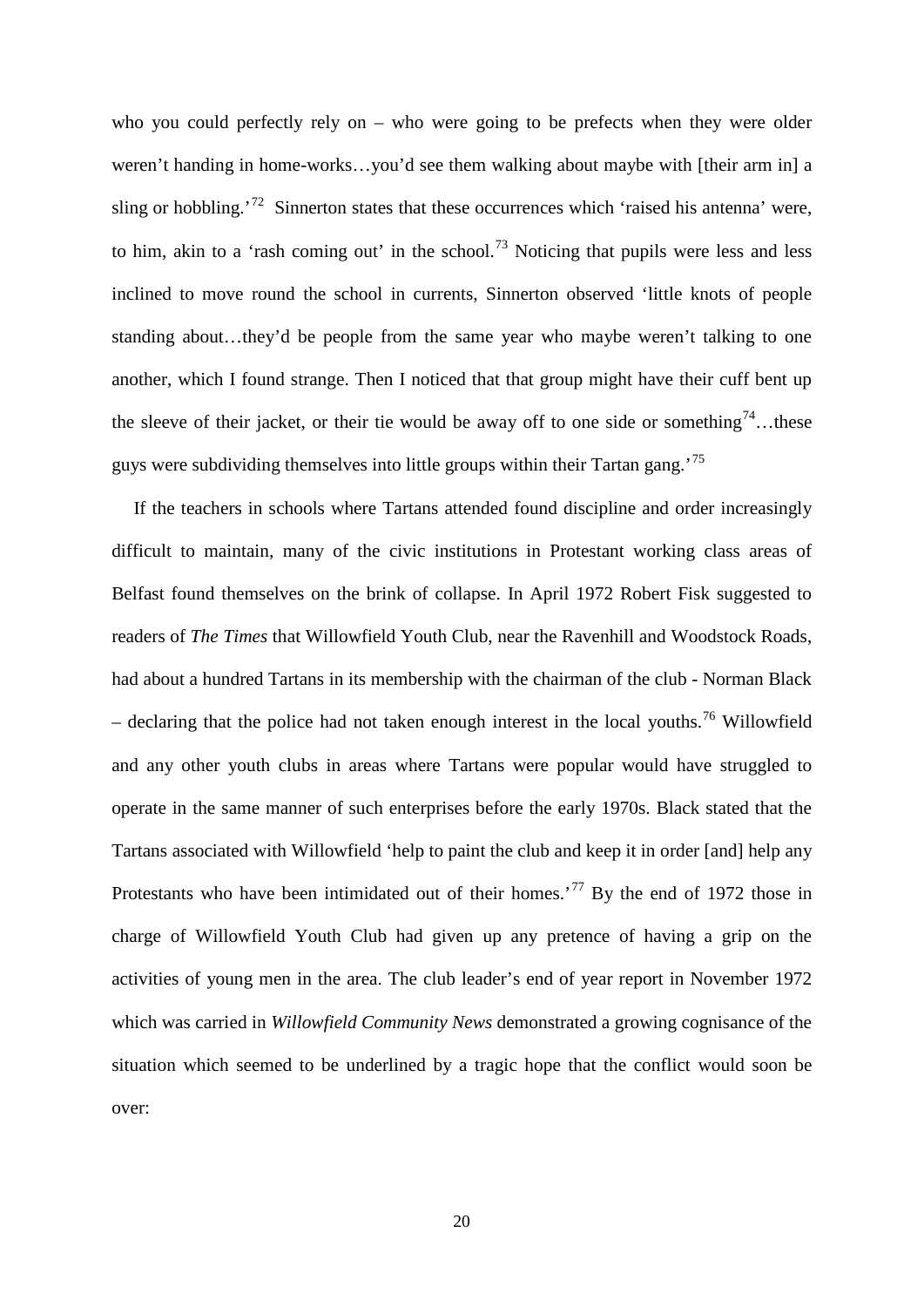who you could perfectly rely on – who were going to be prefects when they were older weren't handing in home-works…you'd see them walking about maybe with [their arm in] a sling or hobbling.'[72] Sinnerton states that these occurrences which 'raised his antenna' were, to him, akin to a 'rash coming out' in the school.[73] Noticing that pupils were less and less inclined to move round the school in currents, Sinnerton observed 'little knots of people standing about…they'd be people from the same year who maybe weren't talking to one another, which I found strange. Then I noticed that that group might have their cuff bent up the sleeve of their jacket, or their tie would be away off to one side or something[74]…these guys were subdividing themselves into little groups within their Tartan gang.'[75]

If the teachers in schools where Tartans attended found discipline and order increasingly difficult to maintain, many of the civic institutions in Protestant working class areas of Belfast found themselves on the brink of collapse. In April 1972 Robert Fisk suggested to readers of *The Times* that Willowfield Youth Club, near the Ravenhill and Woodstock Roads, had about a hundred Tartans in its membership with the chairman of the club - Norman Black – declaring that the police had not taken enough interest in the local youths.[76] Willowfield and any other youth clubs in areas where Tartans were popular would have struggled to operate in the same manner of such enterprises before the early 1970s. Black stated that the Tartans associated with Willowfield 'help to paint the club and keep it in order [and] help any Protestants who have been intimidated out of their homes.'[77] By the end of 1972 those in charge of Willowfield Youth Club had given up any pretence of having a grip on the activities of young men in the area. The club leader's end of year report in November 1972 which was carried in *Willowfield Community News* demonstrated a growing cognisance of the situation which seemed to be underlined by a tragic hope that the conflict would soon be over: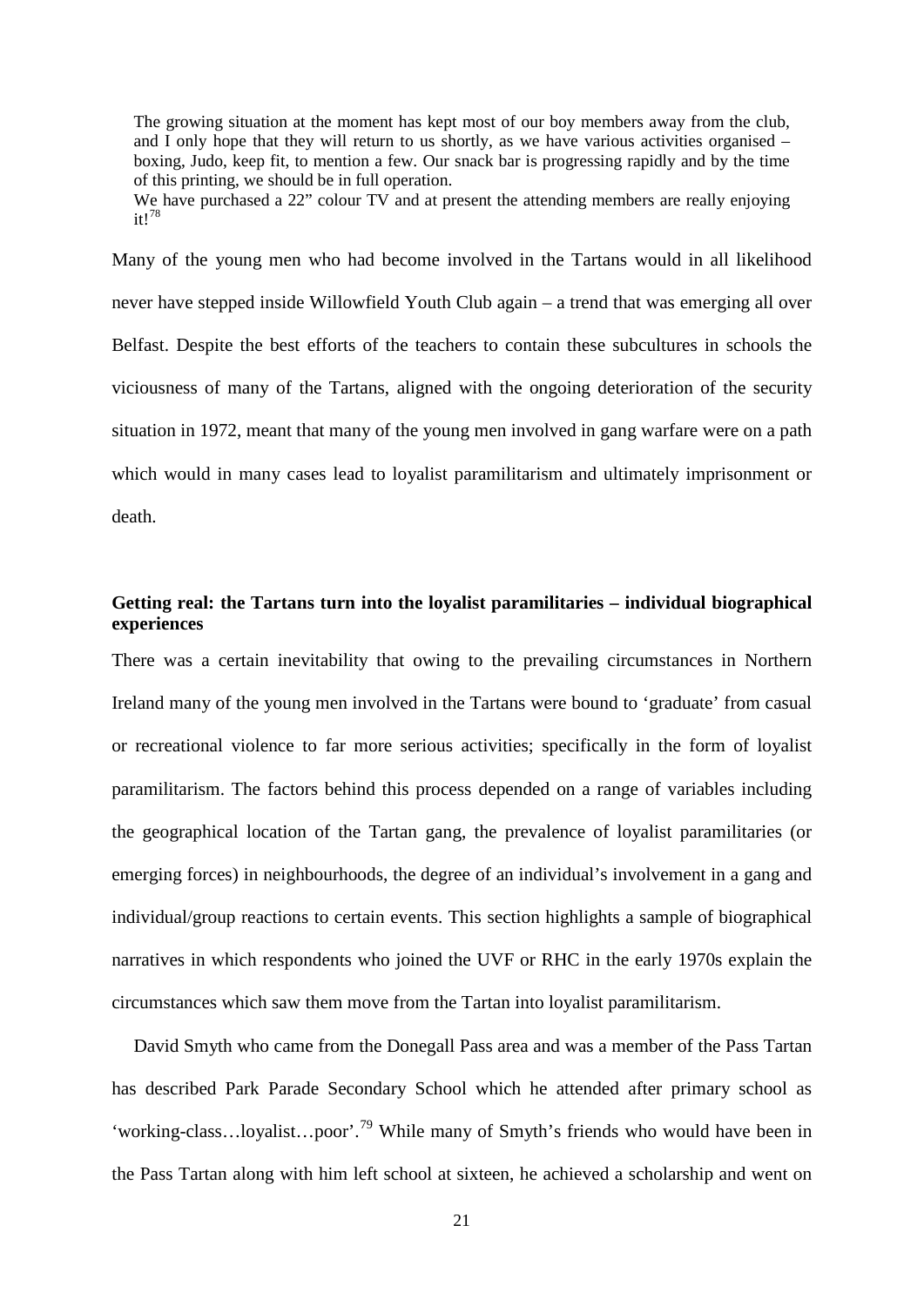> The growing situation at the moment has kept most of our boy members away from the club, and I only hope that they will return to us shortly, as we have various activities organised – boxing, Judo, keep fit, to mention a few. Our snack bar is progressing rapidly and by the time of this printing, we should be in full operation.
> We have purchased a 22" colour TV and at present the attending members are really enjoying it![78]

Many of the young men who had become involved in the Tartans would in all likelihood never have stepped inside Willowfield Youth Club again – a trend that was emerging all over Belfast. Despite the best efforts of the teachers to contain these subcultures in schools the viciousness of many of the Tartans, aligned with the ongoing deterioration of the security situation in 1972, meant that many of the young men involved in gang warfare were on a path which would in many cases lead to loyalist paramilitarism and ultimately imprisonment or death.

**Getting real: the Tartans turn into the loyalist paramilitaries – individual biographical experiences**

There was a certain inevitability that owing to the prevailing circumstances in Northern Ireland many of the young men involved in the Tartans were bound to 'graduate' from casual or recreational violence to far more serious activities; specifically in the form of loyalist paramilitarism. The factors behind this process depended on a range of variables including the geographical location of the Tartan gang, the prevalence of loyalist paramilitaries (or emerging forces) in neighbourhoods, the degree of an individual's involvement in a gang and individual/group reactions to certain events. This section highlights a sample of biographical narratives in which respondents who joined the UVF or RHC in the early 1970s explain the circumstances which saw them move from the Tartan into loyalist paramilitarism.

David Smyth who came from the Donegall Pass area and was a member of the Pass Tartan has described Park Parade Secondary School which he attended after primary school as 'working-class…loyalist…poor'.[79] While many of Smyth's friends who would have been in the Pass Tartan along with him left school at sixteen, he achieved a scholarship and went on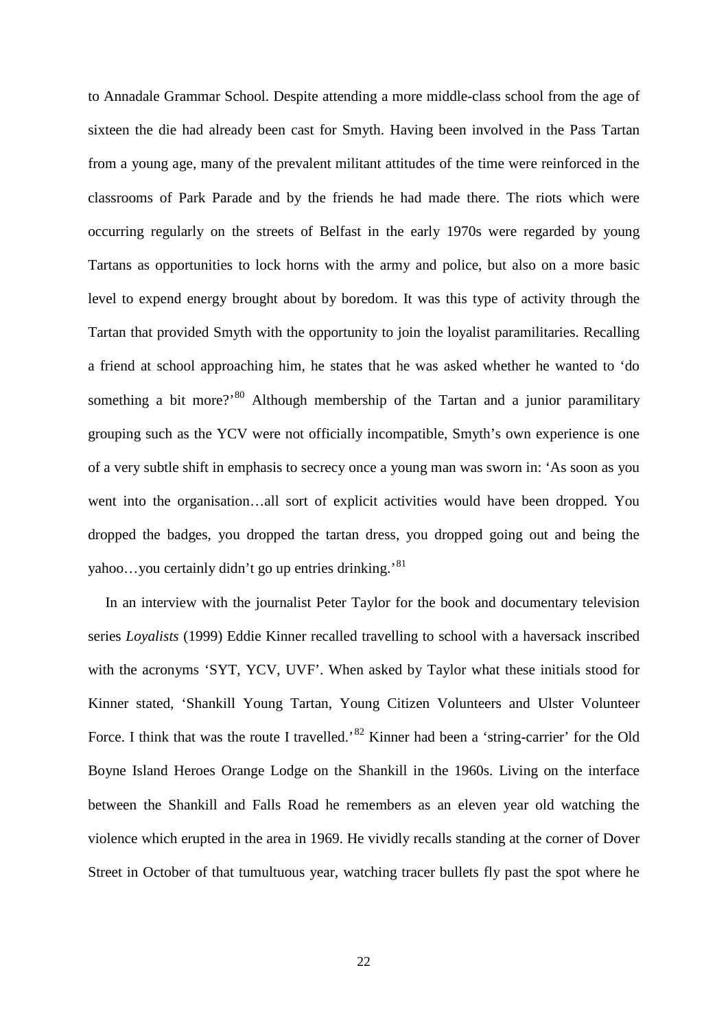to Annadale Grammar School. Despite attending a more middle-class school from the age of sixteen the die had already been cast for Smyth. Having been involved in the Pass Tartan from a young age, many of the prevalent militant attitudes of the time were reinforced in the classrooms of Park Parade and by the friends he had made there. The riots which were occurring regularly on the streets of Belfast in the early 1970s were regarded by young Tartans as opportunities to lock horns with the army and police, but also on a more basic level to expend energy brought about by boredom. It was this type of activity through the Tartan that provided Smyth with the opportunity to join the loyalist paramilitaries. Recalling a friend at school approaching him, he states that he was asked whether he wanted to 'do something a bit more?'[80] Although membership of the Tartan and a junior paramilitary grouping such as the YCV were not officially incompatible, Smyth's own experience is one of a very subtle shift in emphasis to secrecy once a young man was sworn in: 'As soon as you went into the organisation…all sort of explicit activities would have been dropped. You dropped the badges, you dropped the tartan dress, you dropped going out and being the yahoo…you certainly didn't go up entries drinking.'[81]

In an interview with the journalist Peter Taylor for the book and documentary television series *Loyalists* (1999) Eddie Kinner recalled travelling to school with a haversack inscribed with the acronyms 'SYT, YCV, UVF'. When asked by Taylor what these initials stood for Kinner stated, 'Shankill Young Tartan, Young Citizen Volunteers and Ulster Volunteer Force. I think that was the route I travelled.'[82] Kinner had been a 'string-carrier' for the Old Boyne Island Heroes Orange Lodge on the Shankill in the 1960s. Living on the interface between the Shankill and Falls Road he remembers as an eleven year old watching the violence which erupted in the area in 1969. He vividly recalls standing at the corner of Dover Street in October of that tumultuous year, watching tracer bullets fly past the spot where he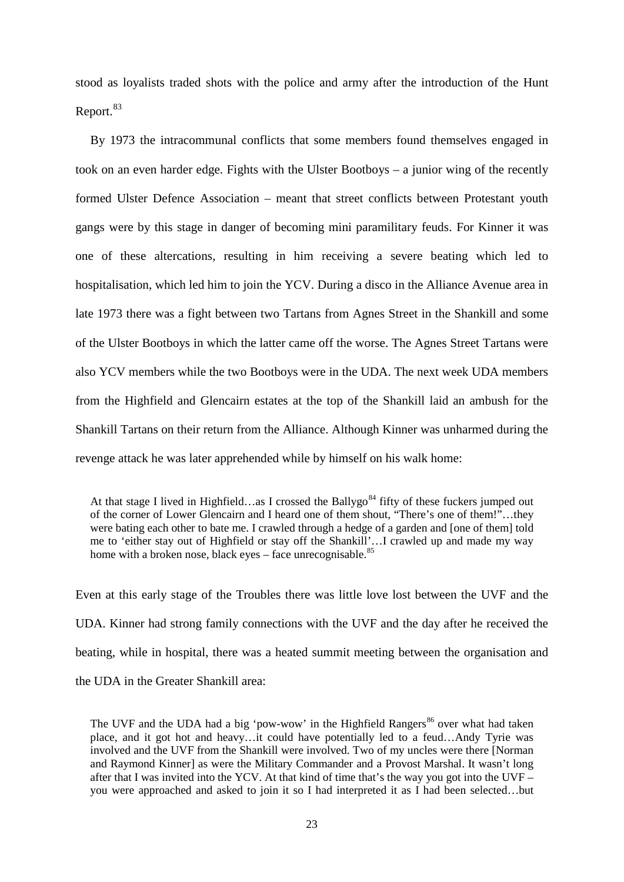stood as loyalists traded shots with the police and army after the introduction of the Hunt Report.[83]

By 1973 the intracommunal conflicts that some members found themselves engaged in took on an even harder edge. Fights with the Ulster Bootboys – a junior wing of the recently formed Ulster Defence Association – meant that street conflicts between Protestant youth gangs were by this stage in danger of becoming mini paramilitary feuds. For Kinner it was one of these altercations, resulting in him receiving a severe beating which led to hospitalisation, which led him to join the YCV. During a disco in the Alliance Avenue area in late 1973 there was a fight between two Tartans from Agnes Street in the Shankill and some of the Ulster Bootboys in which the latter came off the worse. The Agnes Street Tartans were also YCV members while the two Bootboys were in the UDA. The next week UDA members from the Highfield and Glencairn estates at the top of the Shankill laid an ambush for the Shankill Tartans on their return from the Alliance. Although Kinner was unharmed during the revenge attack he was later apprehended while by himself on his walk home:

> At that stage I lived in Highfield…as I crossed the Ballygo[84] fifty of these fuckers jumped out of the corner of Lower Glencairn and I heard one of them shout, "There's one of them!"…they were bating each other to bate me. I crawled through a hedge of a garden and [one of them] told me to 'either stay out of Highfield or stay off the Shankill'…I crawled up and made my way home with a broken nose, black eyes – face unrecognisable.[85]

Even at this early stage of the Troubles there was little love lost between the UVF and the UDA. Kinner had strong family connections with the UVF and the day after he received the beating, while in hospital, there was a heated summit meeting between the organisation and the UDA in the Greater Shankill area:

> The UVF and the UDA had a big 'pow-wow' in the Highfield Rangers[86] over what had taken place, and it got hot and heavy…it could have potentially led to a feud…Andy Tyrie was involved and the UVF from the Shankill were involved. Two of my uncles were there [Norman and Raymond Kinner] as were the Military Commander and a Provost Marshal. It wasn't long after that I was invited into the YCV. At that kind of time that's the way you got into the UVF – you were approached and asked to join it so I had interpreted it as I had been selected…but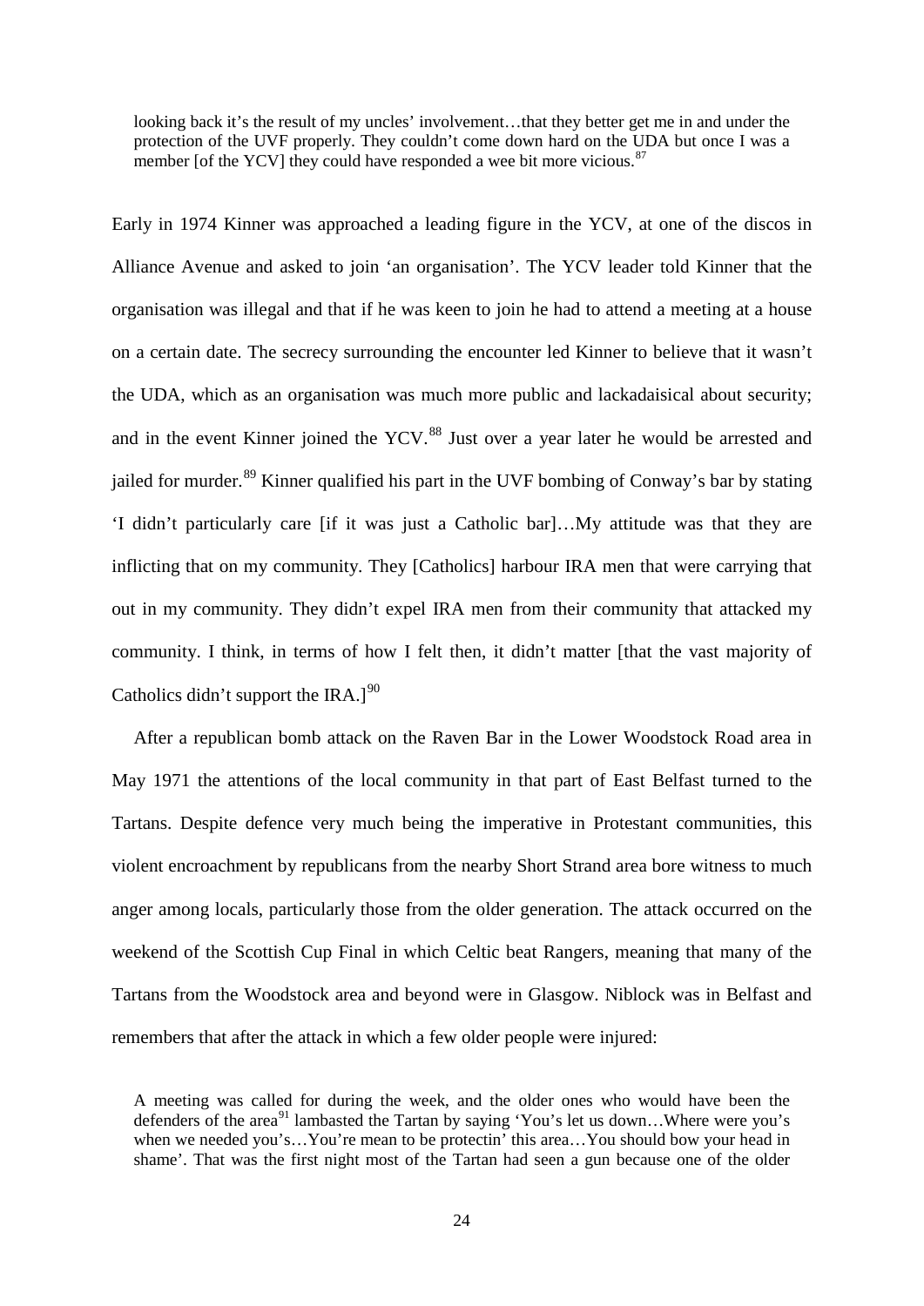> looking back it's the result of my uncles' involvement…that they better get me in and under the protection of the UVF properly. They couldn't come down hard on the UDA but once I was a member [of the YCV] they could have responded a wee bit more vicious.[87]

Early in 1974 Kinner was approached a leading figure in the YCV, at one of the discos in Alliance Avenue and asked to join 'an organisation'. The YCV leader told Kinner that the organisation was illegal and that if he was keen to join he had to attend a meeting at a house on a certain date. The secrecy surrounding the encounter led Kinner to believe that it wasn't the UDA, which as an organisation was much more public and lackadaisical about security; and in the event Kinner joined the YCV.[88] Just over a year later he would be arrested and jailed for murder.[89] Kinner qualified his part in the UVF bombing of Conway's bar by stating 'I didn't particularly care [if it was just a Catholic bar]…My attitude was that they are inflicting that on my community. They [Catholics] harbour IRA men that were carrying that out in my community. They didn't expel IRA men from their community that attacked my community. I think, in terms of how I felt then, it didn't matter [that the vast majority of Catholics didn't support the IRA.][90]

After a republican bomb attack on the Raven Bar in the Lower Woodstock Road area in May 1971 the attentions of the local community in that part of East Belfast turned to the Tartans. Despite defence very much being the imperative in Protestant communities, this violent encroachment by republicans from the nearby Short Strand area bore witness to much anger among locals, particularly those from the older generation. The attack occurred on the weekend of the Scottish Cup Final in which Celtic beat Rangers, meaning that many of the Tartans from the Woodstock area and beyond were in Glasgow. Niblock was in Belfast and remembers that after the attack in which a few older people were injured:

> A meeting was called for during the week, and the older ones who would have been the defenders of the area[91] lambasted the Tartan by saying 'You's let us down…Where were you's when we needed you's…You're mean to be protectin' this area…You should bow your head in shame'. That was the first night most of the Tartan had seen a gun because one of the older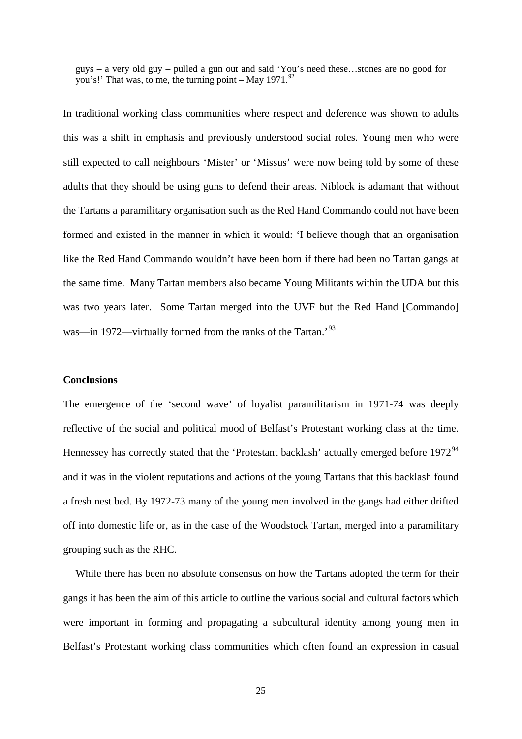> guys – a very old guy – pulled a gun out and said 'You's need these…stones are no good for you's!' That was, to me, the turning point – May 1971.[92]

In traditional working class communities where respect and deference was shown to adults this was a shift in emphasis and previously understood social roles. Young men who were still expected to call neighbours 'Mister' or 'Missus' were now being told by some of these adults that they should be using guns to defend their areas. Niblock is adamant that without the Tartans a paramilitary organisation such as the Red Hand Commando could not have been formed and existed in the manner in which it would: 'I believe though that an organisation like the Red Hand Commando wouldn't have been born if there had been no Tartan gangs at the same time. Many Tartan members also became Young Militants within the UDA but this was two years later. Some Tartan merged into the UVF but the Red Hand [Commando] was—in 1972—virtually formed from the ranks of the Tartan.'[93]

## Conclusions

The emergence of the 'second wave' of loyalist paramilitarism in 1971-74 was deeply reflective of the social and political mood of Belfast's Protestant working class at the time. Hennessey has correctly stated that the 'Protestant backlash' actually emerged before 1972[94] and it was in the violent reputations and actions of the young Tartans that this backlash found a fresh nest bed. By 1972-73 many of the young men involved in the gangs had either drifted off into domestic life or, as in the case of the Woodstock Tartan, merged into a paramilitary grouping such as the RHC.

While there has been no absolute consensus on how the Tartans adopted the term for their gangs it has been the aim of this article to outline the various social and cultural factors which were important in forming and propagating a subcultural identity among young men in Belfast's Protestant working class communities which often found an expression in casual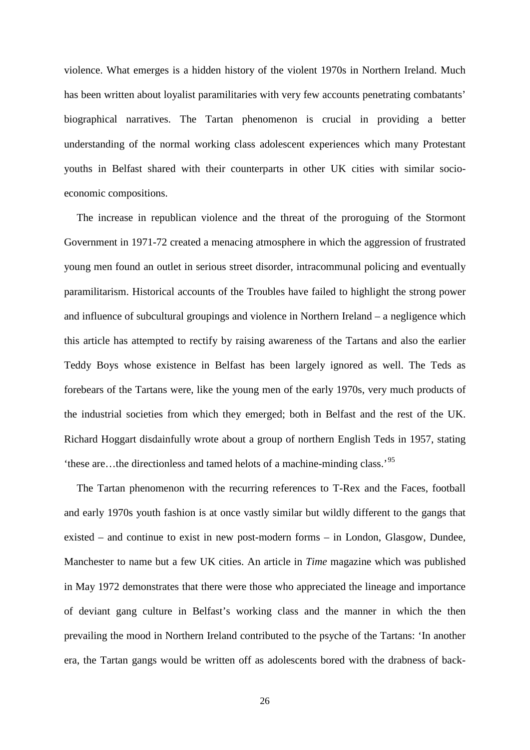violence. What emerges is a hidden history of the violent 1970s in Northern Ireland. Much has been written about loyalist paramilitaries with very few accounts penetrating combatants' biographical narratives. The Tartan phenomenon is crucial in providing a better understanding of the normal working class adolescent experiences which many Protestant youths in Belfast shared with their counterparts in other UK cities with similar socio-economic compositions.

The increase in republican violence and the threat of the proroguing of the Stormont Government in 1971-72 created a menacing atmosphere in which the aggression of frustrated young men found an outlet in serious street disorder, intracommunal policing and eventually paramilitarism. Historical accounts of the Troubles have failed to highlight the strong power and influence of subcultural groupings and violence in Northern Ireland – a negligence which this article has attempted to rectify by raising awareness of the Tartans and also the earlier Teddy Boys whose existence in Belfast has been largely ignored as well. The Teds as forebears of the Tartans were, like the young men of the early 1970s, very much products of the industrial societies from which they emerged; both in Belfast and the rest of the UK. Richard Hoggart disdainfully wrote about a group of northern English Teds in 1957, stating 'these are…the directionless and tamed helots of a machine-minding class.'[95]

The Tartan phenomenon with the recurring references to T-Rex and the Faces, football and early 1970s youth fashion is at once vastly similar but wildly different to the gangs that existed – and continue to exist in new post-modern forms – in London, Glasgow, Dundee, Manchester to name but a few UK cities. An article in *Time* magazine which was published in May 1972 demonstrates that there were those who appreciated the lineage and importance of deviant gang culture in Belfast's working class and the manner in which the then prevailing the mood in Northern Ireland contributed to the psyche of the Tartans: 'In another era, the Tartan gangs would be written off as adolescents bored with the drabness of back-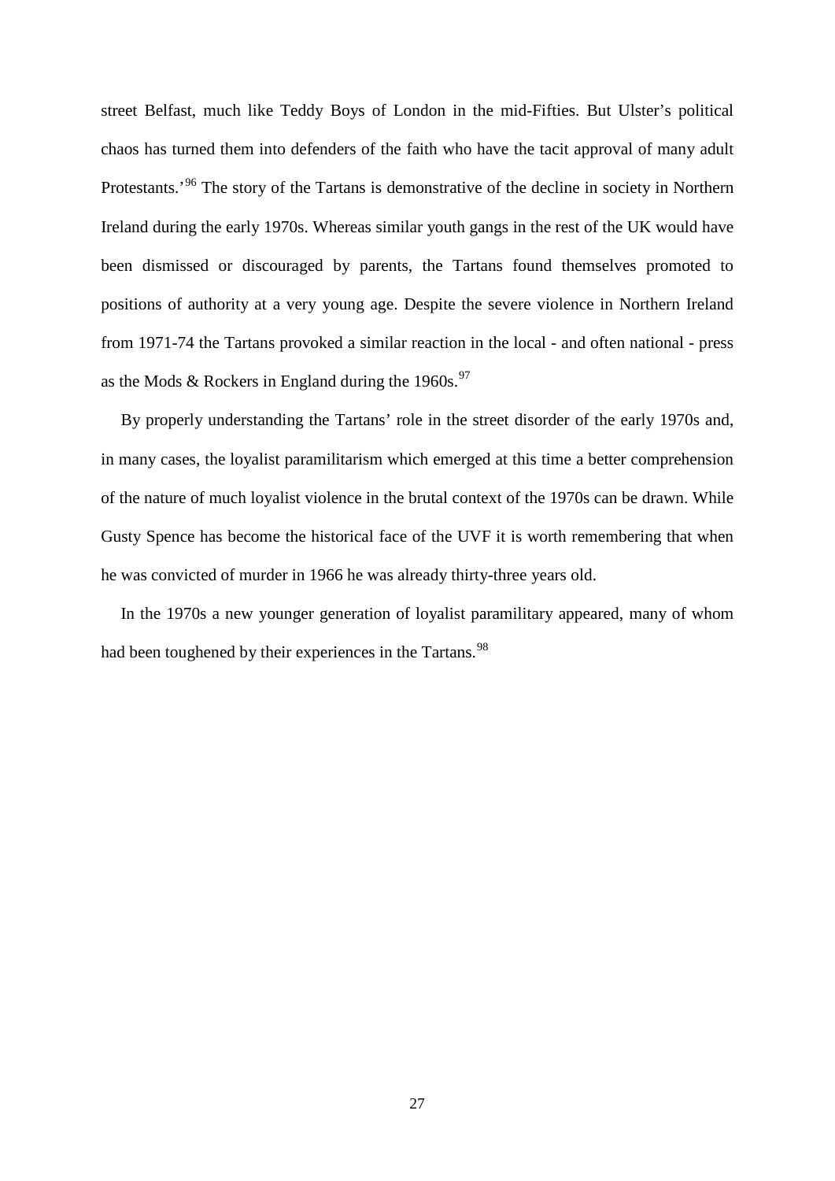street Belfast, much like Teddy Boys of London in the mid-Fifties. But Ulster's political chaos has turned them into defenders of the faith who have the tacit approval of many adult Protestants.'[96] The story of the Tartans is demonstrative of the decline in society in Northern Ireland during the early 1970s. Whereas similar youth gangs in the rest of the UK would have been dismissed or discouraged by parents, the Tartans found themselves promoted to positions of authority at a very young age. Despite the severe violence in Northern Ireland from 1971-74 the Tartans provoked a similar reaction in the local - and often national - press as the Mods & Rockers in England during the 1960s.[97]

By properly understanding the Tartans' role in the street disorder of the early 1970s and, in many cases, the loyalist paramilitarism which emerged at this time a better comprehension of the nature of much loyalist violence in the brutal context of the 1970s can be drawn. While Gusty Spence has become the historical face of the UVF it is worth remembering that when he was convicted of murder in 1966 he was already thirty-three years old.

In the 1970s a new younger generation of loyalist paramilitary appeared, many of whom had been toughened by their experiences in the Tartans.[98]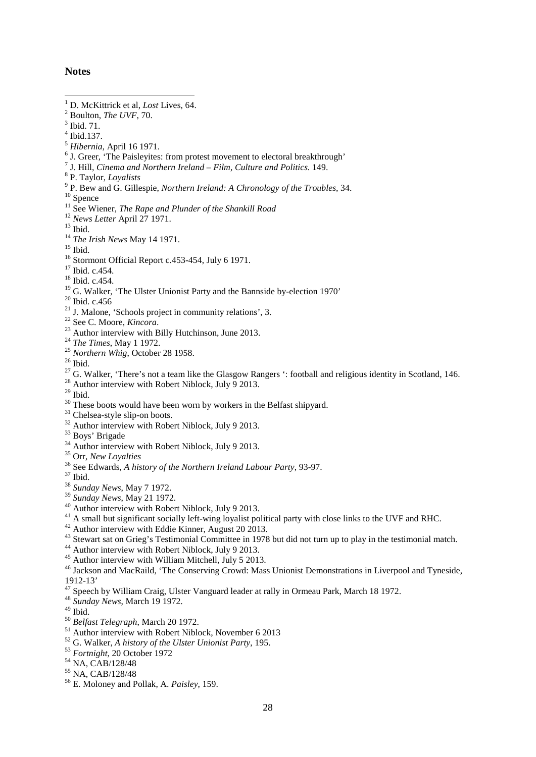## Notes

[1] D. McKittrick et al, *Lost* Lives, 64.
[2] Boulton, *The UVF*, 70.
[3] Ibid. 71.
[4] Ibid.137.
[5] *Hibernia*, April 16 1971.
[6] J. Greer, 'The Paisleyites: from protest movement to electoral breakthrough'
[7] J. Hill, *Cinema and Northern Ireland – Film, Culture and Politics.* 149.
[8] P. Taylor, *Loyalists*
[9] P. Bew and G. Gillespie, *Northern Ireland: A Chronology of the Troubles*, 34.
[10] Spence
[11] See Wiener, *The Rape and Plunder of the Shankill Road*
[12] *News Letter* April 27 1971.
[13] Ibid.
[14] *The Irish News* May 14 1971.
[15] Ibid.
[16] Stormont Official Report c.453-454, July 6 1971.
[17] Ibid. c.454.
[18] Ibid. c.454.
[19] G. Walker, 'The Ulster Unionist Party and the Bannside by-election 1970'
[20] Ibid. c.456
[21] J. Malone, 'Schools project in community relations', 3.
[22] See C. Moore, *Kincora*.
[23] Author interview with Billy Hutchinson, June 2013.
[24] *The Times*, May 1 1972.
[25] *Northern Whig*, October 28 1958.
[26] Ibid.
[27] G. Walker, 'There's not a team like the Glasgow Rangers ': football and religious identity in Scotland, 146.
[28] Author interview with Robert Niblock, July 9 2013.
[29] Ibid.
[30] These boots would have been worn by workers in the Belfast shipyard.
[31] Chelsea-style slip-on boots.
[32] Author interview with Robert Niblock, July 9 2013.
[33] Boys' Brigade
[34] Author interview with Robert Niblock, July 9 2013.
[35] Orr, *New Loyalties*
[36] See Edwards, *A history of the Northern Ireland Labour Party*, 93-97.
[37] Ibid.
[38] *Sunday News*, May 7 1972.
[39] *Sunday News*, May 21 1972.
[40] Author interview with Robert Niblock, July 9 2013.
[41] A small but significant socially left-wing loyalist political party with close links to the UVF and RHC.
[42] Author interview with Eddie Kinner, August 20 2013.
[43] Stewart sat on Grieg's Testimonial Committee in 1978 but did not turn up to play in the testimonial match.
[44] Author interview with Robert Niblock, July 9 2013.
[45] Author interview with William Mitchell, July 5 2013.
[46] Jackson and MacRaild, 'The Conserving Crowd: Mass Unionist Demonstrations in Liverpool and Tyneside, 1912-13'
[47] Speech by William Craig, Ulster Vanguard leader at rally in Ormeau Park, March 18 1972.
[48] *Sunday News*, March 19 1972.
[49] Ibid.
[50] *Belfast Telegraph*, March 20 1972.
[51] Author interview with Robert Niblock, November 6 2013
[52] G. Walker, *A history of the Ulster Unionist Party*, 195.
[53] *Fortnight*, 20 October 1972
[54] NA, CAB/128/48
[55] NA, CAB/128/48
[56] E. Moloney and Pollak, A. *Paisley*, 159.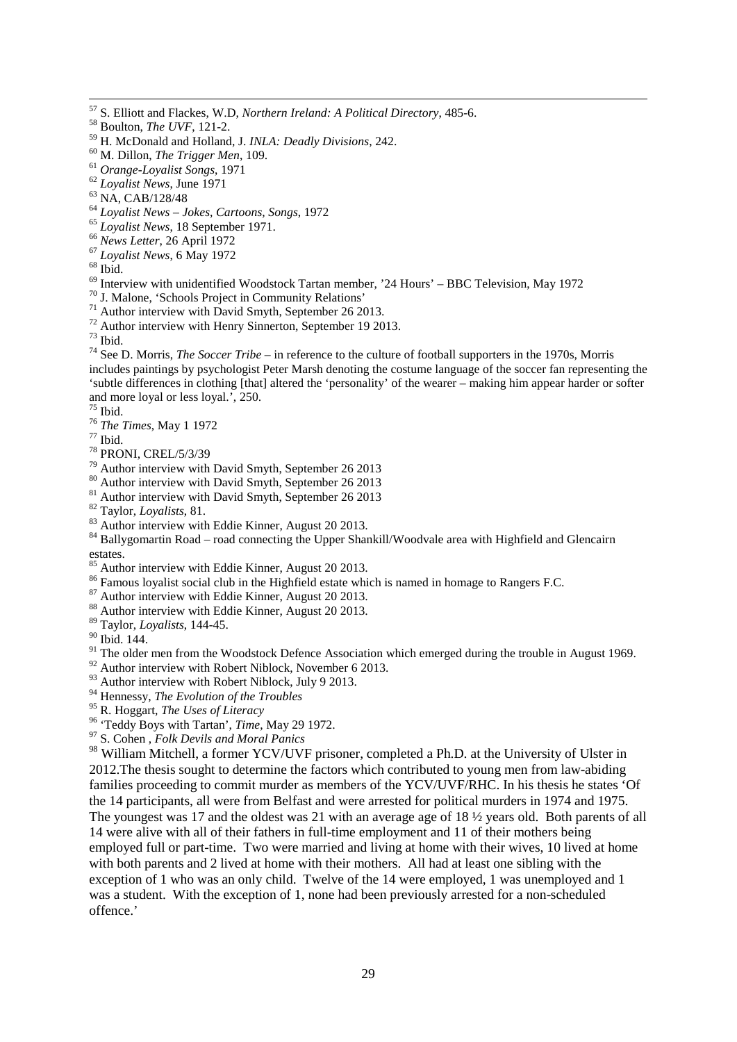[57] S. Elliott and Flackes, W.D, *Northern Ireland: A Political Directory*, 485-6.

[58] Boulton, *The UVF*, 121-2.

[59] H. McDonald and Holland, J. *INLA: Deadly Divisions*, 242.

[60] M. Dillon, *The Trigger Men*, 109.

[61] *Orange-Loyalist Songs*, 1971

[62] *Loyalist News*, June 1971

[63] NA, CAB/128/48

[64] *Loyalist News – Jokes, Cartoons, Songs*, 1972

[65] *Loyalist News*, 18 September 1971.

[66] *News Letter*, 26 April 1972

[67] *Loyalist News*, 6 May 1972

[68] Ibid.

[69] Interview with unidentified Woodstock Tartan member, '24 Hours' – BBC Television, May 1972

[70] J. Malone, 'Schools Project in Community Relations'

[71] Author interview with David Smyth, September 26 2013.

[72] Author interview with Henry Sinnerton, September 19 2013.

[73] Ibid.

[74] See D. Morris, *The Soccer Tribe* – in reference to the culture of football supporters in the 1970s, Morris includes paintings by psychologist Peter Marsh denoting the costume language of the soccer fan representing the 'subtle differences in clothing [that] altered the 'personality' of the wearer – making him appear harder or softer and more loyal or less loyal.', 250.

[75] Ibid.

[76] *The Times*, May 1 1972

[77] Ibid.

[78] PRONI, CREL/5/3/39

[79] Author interview with David Smyth, September 26 2013

[80] Author interview with David Smyth, September 26 2013

[81] Author interview with David Smyth, September 26 2013

[82] Taylor, *Loyalists*, 81.

[83] Author interview with Eddie Kinner, August 20 2013.

[84] Ballygomartin Road – road connecting the Upper Shankill/Woodvale area with Highfield and Glencairn estates.

[85] Author interview with Eddie Kinner, August 20 2013.

[86] Famous loyalist social club in the Highfield estate which is named in homage to Rangers F.C.

[87] Author interview with Eddie Kinner, August 20 2013.

[88] Author interview with Eddie Kinner, August 20 2013.

[89] Taylor, *Loyalists*, 144-45.

[90] Ibid. 144.

[91] The older men from the Woodstock Defence Association which emerged during the trouble in August 1969.

[92] Author interview with Robert Niblock, November 6 2013.

[93] Author interview with Robert Niblock, July 9 2013.

[94] Hennessy, *The Evolution of the Troubles*

[95] R. Hoggart, *The Uses of Literacy*

[96] 'Teddy Boys with Tartan', *Time*, May 29 1972.

[97] S. Cohen , *Folk Devils and Moral Panics*

[98] William Mitchell, a former YCV/UVF prisoner, completed a Ph.D. at the University of Ulster in 2012.The thesis sought to determine the factors which contributed to young men from law-abiding families proceeding to commit murder as members of the YCV/UVF/RHC. In his thesis he states 'Of the 14 participants, all were from Belfast and were arrested for political murders in 1974 and 1975. The youngest was 17 and the oldest was 21 with an average age of 18 ½ years old. Both parents of all 14 were alive with all of their fathers in full-time employment and 11 of their mothers being employed full or part-time. Two were married and living at home with their wives, 10 lived at home with both parents and 2 lived at home with their mothers. All had at least one sibling with the exception of 1 who was an only child. Twelve of the 14 were employed, 1 was unemployed and 1 was a student. With the exception of 1, none had been previously arrested for a non-scheduled offence.'